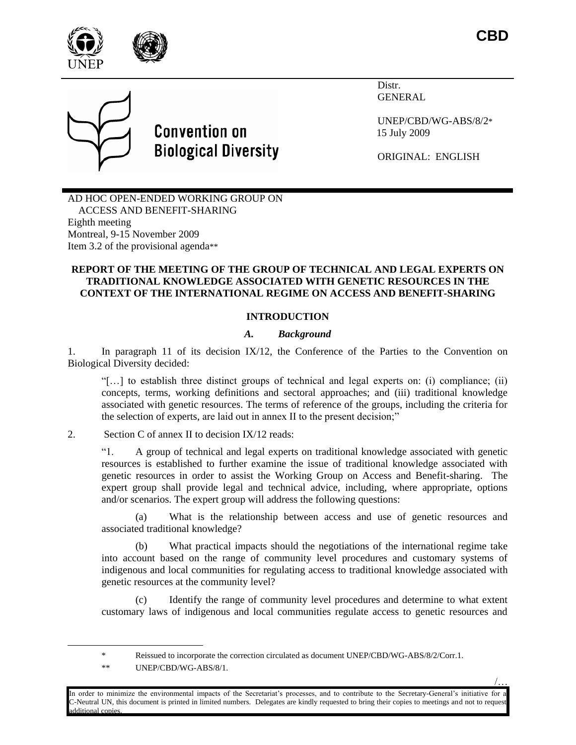CBD

**Convention on Biological Diversity**

Distr.
GENERAL

UNEP/CBD/WG-ABS/8/2*
15 July 2009

ORIGINAL: ENGLISH

AD HOC OPEN-ENDED WORKING GROUP ON ACCESS AND BENEFIT-SHARING
Eighth meeting
Montreal, 9-15 November 2009
Item 3.2 of the provisional agenda**

# REPORT OF THE MEETING OF THE GROUP OF TECHNICAL AND LEGAL EXPERTS ON TRADITIONAL KNOWLEDGE ASSOCIATED WITH GENETIC RESOURCES IN THE CONTEXT OF THE INTERNATIONAL REGIME ON ACCESS AND BENEFIT-SHARING

## INTRODUCTION

### *A. Background*

1. In paragraph 11 of its decision IX/12, the Conference of the Parties to the Convention on Biological Diversity decided:

> "[…] to establish three distinct groups of technical and legal experts on: (i) compliance; (ii) concepts, terms, working definitions and sectoral approaches; and (iii) traditional knowledge associated with genetic resources. The terms of reference of the groups, including the criteria for the selection of experts, are laid out in annex II to the present decision;"

2. Section C of annex II to decision IX/12 reads:

> "1. A group of technical and legal experts on traditional knowledge associated with genetic resources is established to further examine the issue of traditional knowledge associated with genetic resources in order to assist the Working Group on Access and Benefit-sharing. The expert group shall provide legal and technical advice, including, where appropriate, options and/or scenarios. The expert group will address the following questions:
>
> (a) What is the relationship between access and use of genetic resources and associated traditional knowledge?
>
> (b) What practical impacts should the negotiations of the international regime take into account based on the range of community level procedures and customary systems of indigenous and local communities for regulating access to traditional knowledge associated with genetic resources at the community level?
>
> (c) Identify the range of community level procedures and determine to what extent customary laws of indigenous and local communities regulate access to genetic resources and

\* Reissued to incorporate the correction circulated as document UNEP/CBD/WG-ABS/8/2/Corr.1.

\*\* UNEP/CBD/WG-ABS/8/1.

In order to minimize the environmental impacts of the Secretariat's processes, and to contribute to the Secretary-General's initiative for a C-Neutral UN, this document is printed in limited numbers. Delegates are kindly requested to bring their copies to meetings and not to request additional copies.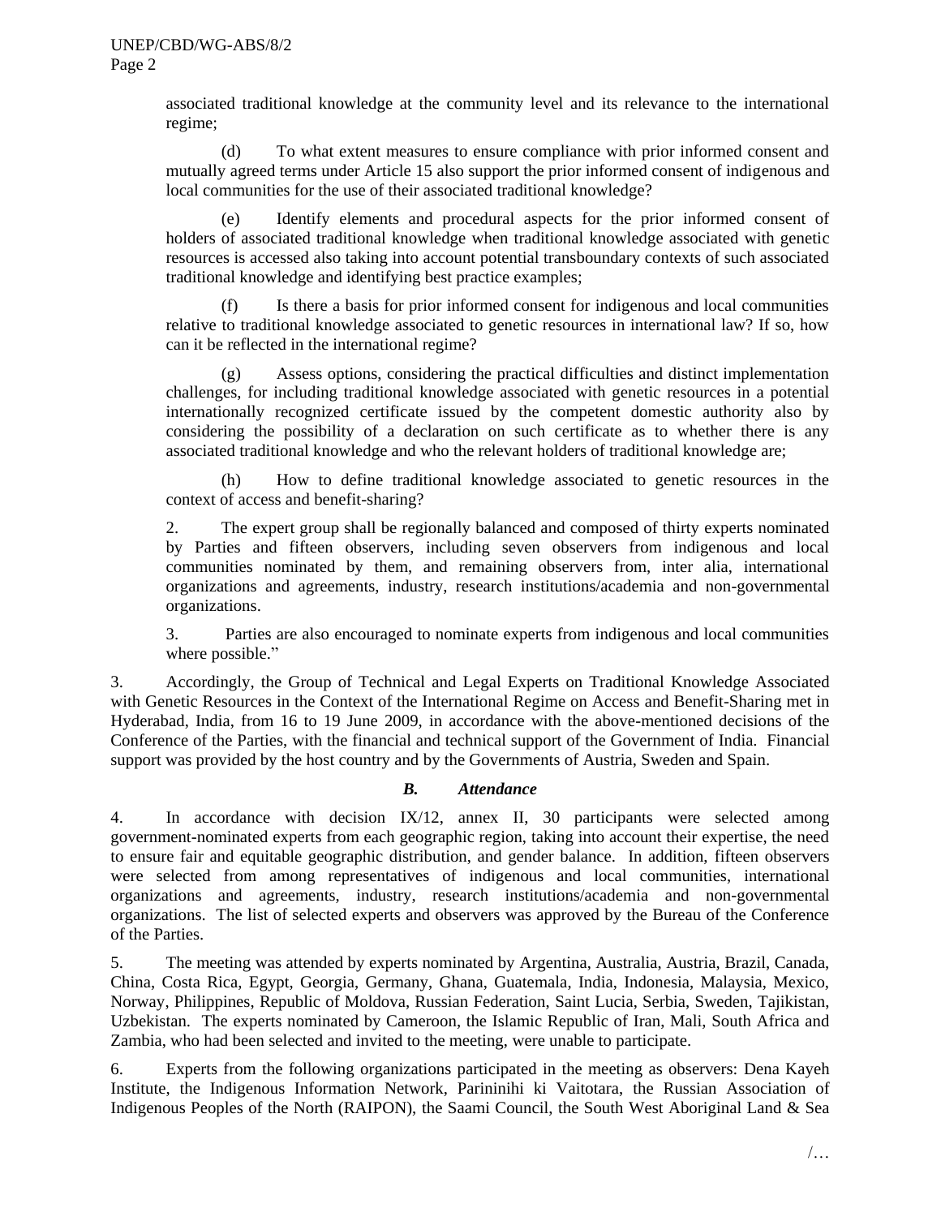associated traditional knowledge at the community level and its relevance to the international regime;

(d) To what extent measures to ensure compliance with prior informed consent and mutually agreed terms under Article 15 also support the prior informed consent of indigenous and local communities for the use of their associated traditional knowledge?

(e) Identify elements and procedural aspects for the prior informed consent of holders of associated traditional knowledge when traditional knowledge associated with genetic resources is accessed also taking into account potential transboundary contexts of such associated traditional knowledge and identifying best practice examples;

(f) Is there a basis for prior informed consent for indigenous and local communities relative to traditional knowledge associated to genetic resources in international law? If so, how can it be reflected in the international regime?

(g) Assess options, considering the practical difficulties and distinct implementation challenges, for including traditional knowledge associated with genetic resources in a potential internationally recognized certificate issued by the competent domestic authority also by considering the possibility of a declaration on such certificate as to whether there is any associated traditional knowledge and who the relevant holders of traditional knowledge are;

(h) How to define traditional knowledge associated to genetic resources in the context of access and benefit-sharing?

2. The expert group shall be regionally balanced and composed of thirty experts nominated by Parties and fifteen observers, including seven observers from indigenous and local communities nominated by them, and remaining observers from, inter alia, international organizations and agreements, industry, research institutions/academia and non-governmental organizations.

3. Parties are also encouraged to nominate experts from indigenous and local communities where possible."

3. Accordingly, the Group of Technical and Legal Experts on Traditional Knowledge Associated with Genetic Resources in the Context of the International Regime on Access and Benefit-Sharing met in Hyderabad, India, from 16 to 19 June 2009, in accordance with the above-mentioned decisions of the Conference of the Parties, with the financial and technical support of the Government of India. Financial support was provided by the host country and by the Governments of Austria, Sweden and Spain.

### *B. Attendance*

4. In accordance with decision IX/12, annex II, 30 participants were selected among government-nominated experts from each geographic region, taking into account their expertise, the need to ensure fair and equitable geographic distribution, and gender balance. In addition, fifteen observers were selected from among representatives of indigenous and local communities, international organizations and agreements, industry, research institutions/academia and non-governmental organizations. The list of selected experts and observers was approved by the Bureau of the Conference of the Parties.

5. The meeting was attended by experts nominated by Argentina, Australia, Austria, Brazil, Canada, China, Costa Rica, Egypt, Georgia, Germany, Ghana, Guatemala, India, Indonesia, Malaysia, Mexico, Norway, Philippines, Republic of Moldova, Russian Federation, Saint Lucia, Serbia, Sweden, Tajikistan, Uzbekistan. The experts nominated by Cameroon, the Islamic Republic of Iran, Mali, South Africa and Zambia, who had been selected and invited to the meeting, were unable to participate.

6. Experts from the following organizations participated in the meeting as observers: Dena Kayeh Institute, the Indigenous Information Network, Parininihi ki Vaitotara, the Russian Association of Indigenous Peoples of the North (RAIPON), the Saami Council, the South West Aboriginal Land & Sea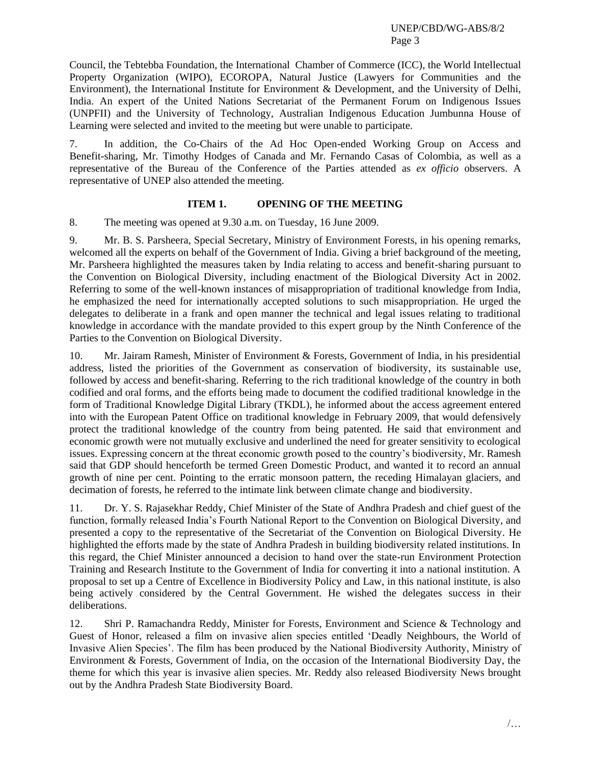Council, the Tebtebba Foundation, the International Chamber of Commerce (ICC), the World Intellectual Property Organization (WIPO), ECOROPA, Natural Justice (Lawyers for Communities and the Environment), the International Institute for Environment & Development, and the University of Delhi, India. An expert of the United Nations Secretariat of the Permanent Forum on Indigenous Issues (UNPFII) and the University of Technology, Australian Indigenous Education Jumbunna House of Learning were selected and invited to the meeting but were unable to participate.

7. In addition, the Co-Chairs of the Ad Hoc Open-ended Working Group on Access and Benefit-sharing, Mr. Timothy Hodges of Canada and Mr. Fernando Casas of Colombia, as well as a representative of the Bureau of the Conference of the Parties attended as *ex officio* observers. A representative of UNEP also attended the meeting.

## ITEM 1. OPENING OF THE MEETING

8. The meeting was opened at 9.30 a.m. on Tuesday, 16 June 2009.

9. Mr. B. S. Parsheera, Special Secretary, Ministry of Environment Forests, in his opening remarks, welcomed all the experts on behalf of the Government of India. Giving a brief background of the meeting, Mr. Parsheera highlighted the measures taken by India relating to access and benefit-sharing pursuant to the Convention on Biological Diversity, including enactment of the Biological Diversity Act in 2002. Referring to some of the well-known instances of misappropriation of traditional knowledge from India, he emphasized the need for internationally accepted solutions to such misappropriation. He urged the delegates to deliberate in a frank and open manner the technical and legal issues relating to traditional knowledge in accordance with the mandate provided to this expert group by the Ninth Conference of the Parties to the Convention on Biological Diversity.

10. Mr. Jairam Ramesh, Minister of Environment & Forests, Government of India, in his presidential address, listed the priorities of the Government as conservation of biodiversity, its sustainable use, followed by access and benefit-sharing. Referring to the rich traditional knowledge of the country in both codified and oral forms, and the efforts being made to document the codified traditional knowledge in the form of Traditional Knowledge Digital Library (TKDL), he informed about the access agreement entered into with the European Patent Office on traditional knowledge in February 2009, that would defensively protect the traditional knowledge of the country from being patented. He said that environment and economic growth were not mutually exclusive and underlined the need for greater sensitivity to ecological issues. Expressing concern at the threat economic growth posed to the country's biodiversity, Mr. Ramesh said that GDP should henceforth be termed Green Domestic Product, and wanted it to record an annual growth of nine per cent. Pointing to the erratic monsoon pattern, the receding Himalayan glaciers, and decimation of forests, he referred to the intimate link between climate change and biodiversity.

11. Dr. Y. S. Rajasekhar Reddy, Chief Minister of the State of Andhra Pradesh and chief guest of the function, formally released India's Fourth National Report to the Convention on Biological Diversity, and presented a copy to the representative of the Secretariat of the Convention on Biological Diversity. He highlighted the efforts made by the state of Andhra Pradesh in building biodiversity related institutions. In this regard, the Chief Minister announced a decision to hand over the state-run Environment Protection Training and Research Institute to the Government of India for converting it into a national institution. A proposal to set up a Centre of Excellence in Biodiversity Policy and Law, in this national institute, is also being actively considered by the Central Government. He wished the delegates success in their deliberations.

12. Shri P. Ramachandra Reddy, Minister for Forests, Environment and Science & Technology and Guest of Honor, released a film on invasive alien species entitled 'Deadly Neighbours, the World of Invasive Alien Species'. The film has been produced by the National Biodiversity Authority, Ministry of Environment & Forests, Government of India, on the occasion of the International Biodiversity Day, the theme for which this year is invasive alien species. Mr. Reddy also released Biodiversity News brought out by the Andhra Pradesh State Biodiversity Board.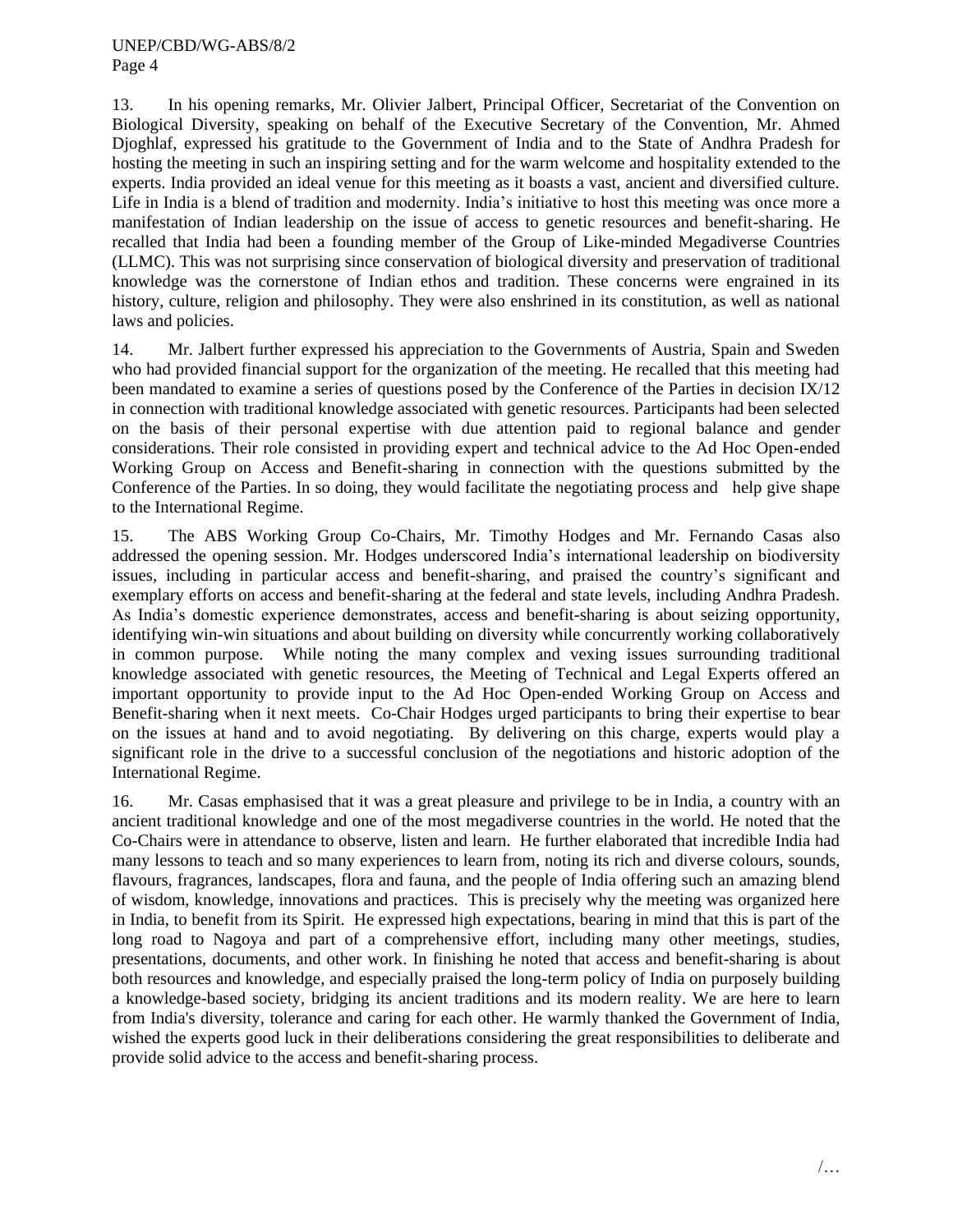13. In his opening remarks, Mr. Olivier Jalbert, Principal Officer, Secretariat of the Convention on Biological Diversity, speaking on behalf of the Executive Secretary of the Convention, Mr. Ahmed Djoghlaf, expressed his gratitude to the Government of India and to the State of Andhra Pradesh for hosting the meeting in such an inspiring setting and for the warm welcome and hospitality extended to the experts. India provided an ideal venue for this meeting as it boasts a vast, ancient and diversified culture. Life in India is a blend of tradition and modernity. India's initiative to host this meeting was once more a manifestation of Indian leadership on the issue of access to genetic resources and benefit-sharing. He recalled that India had been a founding member of the Group of Like-minded Megadiverse Countries (LLMC). This was not surprising since conservation of biological diversity and preservation of traditional knowledge was the cornerstone of Indian ethos and tradition. These concerns were engrained in its history, culture, religion and philosophy. They were also enshrined in its constitution, as well as national laws and policies.

14. Mr. Jalbert further expressed his appreciation to the Governments of Austria, Spain and Sweden who had provided financial support for the organization of the meeting. He recalled that this meeting had been mandated to examine a series of questions posed by the Conference of the Parties in decision IX/12 in connection with traditional knowledge associated with genetic resources. Participants had been selected on the basis of their personal expertise with due attention paid to regional balance and gender considerations. Their role consisted in providing expert and technical advice to the Ad Hoc Open-ended Working Group on Access and Benefit-sharing in connection with the questions submitted by the Conference of the Parties. In so doing, they would facilitate the negotiating process and help give shape to the International Regime.

15. The ABS Working Group Co-Chairs, Mr. Timothy Hodges and Mr. Fernando Casas also addressed the opening session. Mr. Hodges underscored India's international leadership on biodiversity issues, including in particular access and benefit-sharing, and praised the country's significant and exemplary efforts on access and benefit-sharing at the federal and state levels, including Andhra Pradesh. As India's domestic experience demonstrates, access and benefit-sharing is about seizing opportunity, identifying win-win situations and about building on diversity while concurrently working collaboratively in common purpose. While noting the many complex and vexing issues surrounding traditional knowledge associated with genetic resources, the Meeting of Technical and Legal Experts offered an important opportunity to provide input to the Ad Hoc Open-ended Working Group on Access and Benefit-sharing when it next meets. Co-Chair Hodges urged participants to bring their expertise to bear on the issues at hand and to avoid negotiating. By delivering on this charge, experts would play a significant role in the drive to a successful conclusion of the negotiations and historic adoption of the International Regime.

16. Mr. Casas emphasised that it was a great pleasure and privilege to be in India, a country with an ancient traditional knowledge and one of the most megadiverse countries in the world. He noted that the Co-Chairs were in attendance to observe, listen and learn. He further elaborated that incredible India had many lessons to teach and so many experiences to learn from, noting its rich and diverse colours, sounds, flavours, fragrances, landscapes, flora and fauna, and the people of India offering such an amazing blend of wisdom, knowledge, innovations and practices. This is precisely why the meeting was organized here in India, to benefit from its Spirit. He expressed high expectations, bearing in mind that this is part of the long road to Nagoya and part of a comprehensive effort, including many other meetings, studies, presentations, documents, and other work. In finishing he noted that access and benefit-sharing is about both resources and knowledge, and especially praised the long-term policy of India on purposely building a knowledge-based society, bridging its ancient traditions and its modern reality. We are here to learn from India's diversity, tolerance and caring for each other. He warmly thanked the Government of India, wished the experts good luck in their deliberations considering the great responsibilities to deliberate and provide solid advice to the access and benefit-sharing process.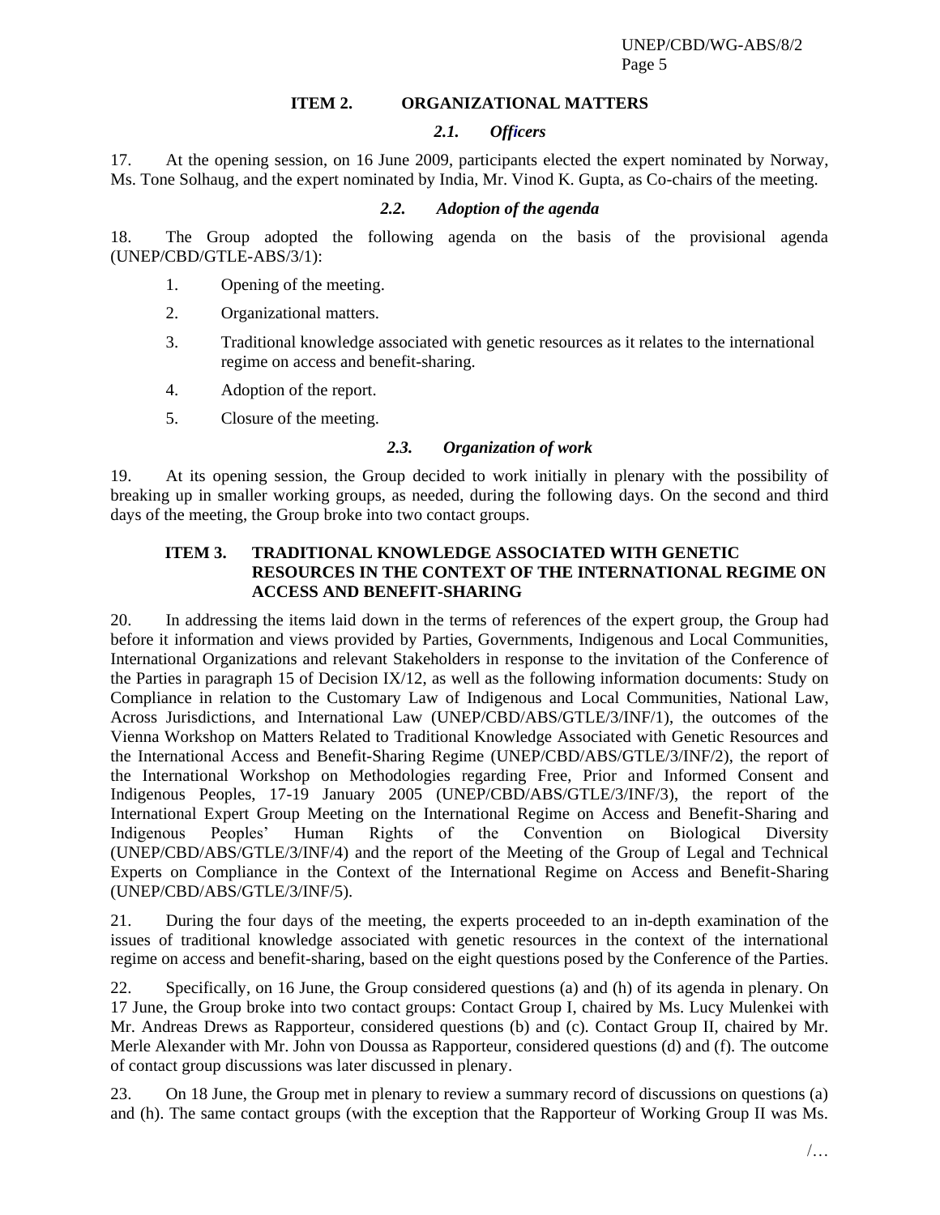## ITEM 2. ORGANIZATIONAL MATTERS

### *2.1. Officers*

17. At the opening session, on 16 June 2009, participants elected the expert nominated by Norway, Ms. Tone Solhaug, and the expert nominated by India, Mr. Vinod K. Gupta, as Co-chairs of the meeting.

### *2.2. Adoption of the agenda*

18. The Group adopted the following agenda on the basis of the provisional agenda (UNEP/CBD/GTLE-ABS/3/1):

1. Opening of the meeting.
2. Organizational matters.
3. Traditional knowledge associated with genetic resources as it relates to the international regime on access and benefit-sharing.
4. Adoption of the report.
5. Closure of the meeting.

### *2.3. Organization of work*

19. At its opening session, the Group decided to work initially in plenary with the possibility of breaking up in smaller working groups, as needed, during the following days. On the second and third days of the meeting, the Group broke into two contact groups.

## ITEM 3. TRADITIONAL KNOWLEDGE ASSOCIATED WITH GENETIC RESOURCES IN THE CONTEXT OF THE INTERNATIONAL REGIME ON ACCESS AND BENEFIT-SHARING

20. In addressing the items laid down in the terms of references of the expert group, the Group had before it information and views provided by Parties, Governments, Indigenous and Local Communities, International Organizations and relevant Stakeholders in response to the invitation of the Conference of the Parties in paragraph 15 of Decision IX/12, as well as the following information documents: Study on Compliance in relation to the Customary Law of Indigenous and Local Communities, National Law, Across Jurisdictions, and International Law (UNEP/CBD/ABS/GTLE/3/INF/1), the outcomes of the Vienna Workshop on Matters Related to Traditional Knowledge Associated with Genetic Resources and the International Access and Benefit-Sharing Regime (UNEP/CBD/ABS/GTLE/3/INF/2), the report of the International Workshop on Methodologies regarding Free, Prior and Informed Consent and Indigenous Peoples, 17-19 January 2005 (UNEP/CBD/ABS/GTLE/3/INF/3), the report of the International Expert Group Meeting on the International Regime on Access and Benefit-Sharing and Indigenous Peoples' Human Rights of the Convention on Biological Diversity (UNEP/CBD/ABS/GTLE/3/INF/4) and the report of the Meeting of the Group of Legal and Technical Experts on Compliance in the Context of the International Regime on Access and Benefit-Sharing (UNEP/CBD/ABS/GTLE/3/INF/5).

21. During the four days of the meeting, the experts proceeded to an in-depth examination of the issues of traditional knowledge associated with genetic resources in the context of the international regime on access and benefit-sharing, based on the eight questions posed by the Conference of the Parties.

22. Specifically, on 16 June, the Group considered questions (a) and (h) of its agenda in plenary. On 17 June, the Group broke into two contact groups: Contact Group I, chaired by Ms. Lucy Mulenkei with Mr. Andreas Drews as Rapporteur, considered questions (b) and (c). Contact Group II, chaired by Mr. Merle Alexander with Mr. John von Doussa as Rapporteur, considered questions (d) and (f). The outcome of contact group discussions was later discussed in plenary.

23. On 18 June, the Group met in plenary to review a summary record of discussions on questions (a) and (h). The same contact groups (with the exception that the Rapporteur of Working Group II was Ms.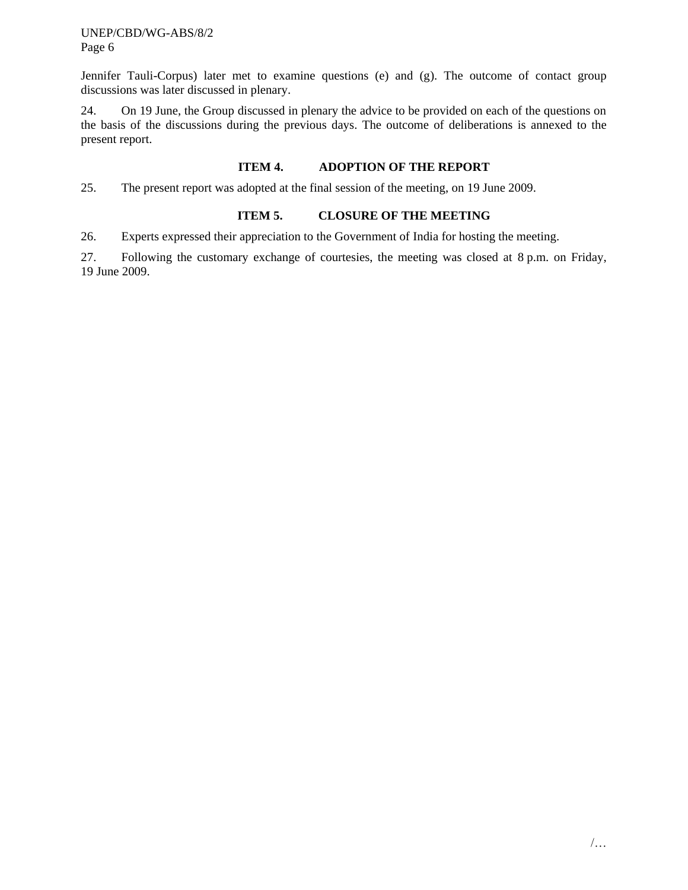Jennifer Tauli-Corpus) later met to examine questions (e) and (g). The outcome of contact group discussions was later discussed in plenary.

24. On 19 June, the Group discussed in plenary the advice to be provided on each of the questions on the basis of the discussions during the previous days. The outcome of deliberations is annexed to the present report.

## ITEM 4. ADOPTION OF THE REPORT

25. The present report was adopted at the final session of the meeting, on 19 June 2009.

## ITEM 5. CLOSURE OF THE MEETING

26. Experts expressed their appreciation to the Government of India for hosting the meeting.

27. Following the customary exchange of courtesies, the meeting was closed at 8 p.m. on Friday, 19 June 2009.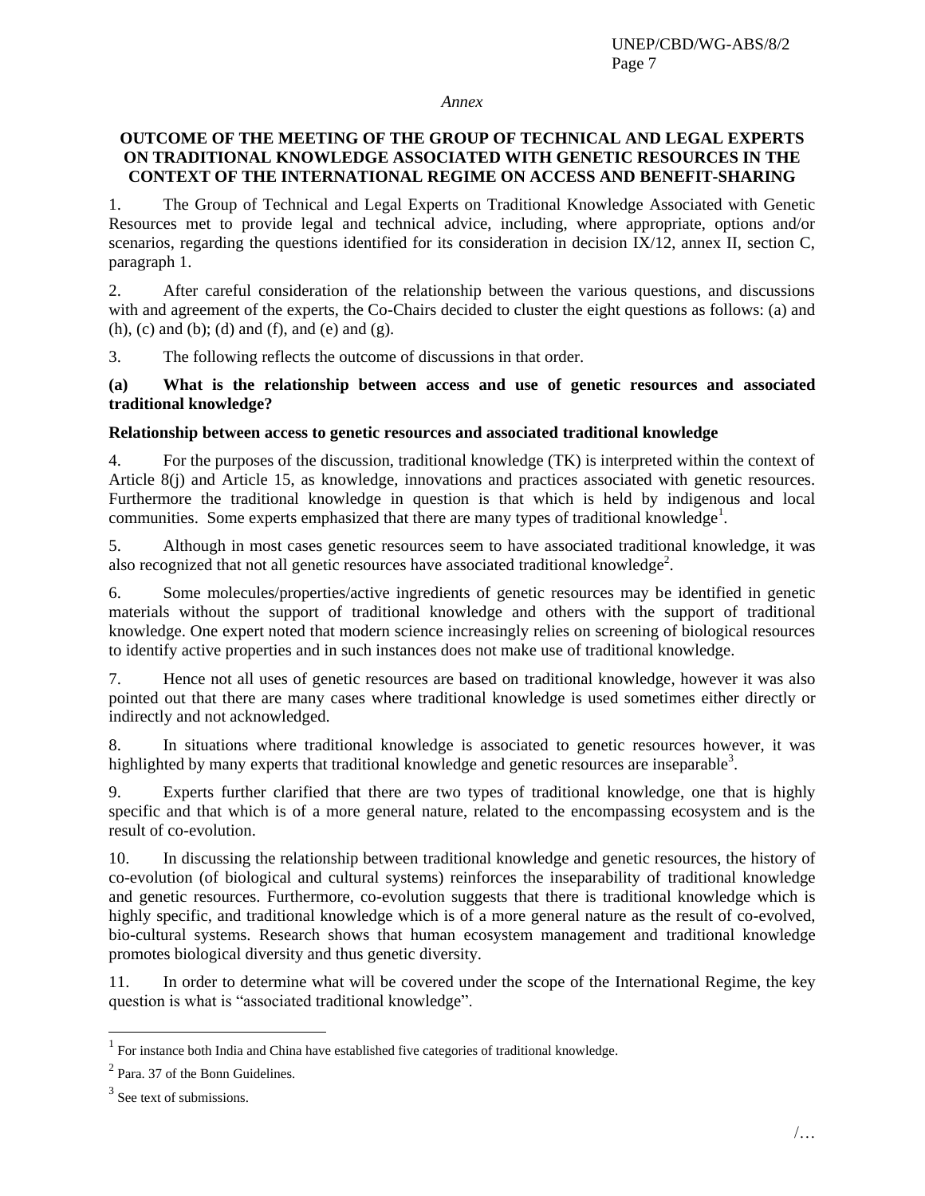*Annex*

## OUTCOME OF THE MEETING OF THE GROUP OF TECHNICAL AND LEGAL EXPERTS ON TRADITIONAL KNOWLEDGE ASSOCIATED WITH GENETIC RESOURCES IN THE CONTEXT OF THE INTERNATIONAL REGIME ON ACCESS AND BENEFIT-SHARING

1. The Group of Technical and Legal Experts on Traditional Knowledge Associated with Genetic Resources met to provide legal and technical advice, including, where appropriate, options and/or scenarios, regarding the questions identified for its consideration in decision IX/12, annex II, section C, paragraph 1.

2. After careful consideration of the relationship between the various questions, and discussions with and agreement of the experts, the Co-Chairs decided to cluster the eight questions as follows: (a) and (h), (c) and (b); (d) and (f), and (e) and (g).

3. The following reflects the outcome of discussions in that order.

### (a) What is the relationship between access and use of genetic resources and associated traditional knowledge?

#### Relationship between access to genetic resources and associated traditional knowledge

4. For the purposes of the discussion, traditional knowledge (TK) is interpreted within the context of Article 8(j) and Article 15, as knowledge, innovations and practices associated with genetic resources. Furthermore the traditional knowledge in question is that which is held by indigenous and local communities. Some experts emphasized that there are many types of traditional knowledge[1].

5. Although in most cases genetic resources seem to have associated traditional knowledge, it was also recognized that not all genetic resources have associated traditional knowledge[2].

6. Some molecules/properties/active ingredients of genetic resources may be identified in genetic materials without the support of traditional knowledge and others with the support of traditional knowledge. One expert noted that modern science increasingly relies on screening of biological resources to identify active properties and in such instances does not make use of traditional knowledge.

7. Hence not all uses of genetic resources are based on traditional knowledge, however it was also pointed out that there are many cases where traditional knowledge is used sometimes either directly or indirectly and not acknowledged.

8. In situations where traditional knowledge is associated to genetic resources however, it was highlighted by many experts that traditional knowledge and genetic resources are inseparable[3].

9. Experts further clarified that there are two types of traditional knowledge, one that is highly specific and that which is of a more general nature, related to the encompassing ecosystem and is the result of co-evolution.

10. In discussing the relationship between traditional knowledge and genetic resources, the history of co-evolution (of biological and cultural systems) reinforces the inseparability of traditional knowledge and genetic resources. Furthermore, co-evolution suggests that there is traditional knowledge which is highly specific, and traditional knowledge which is of a more general nature as the result of co-evolved, bio-cultural systems. Research shows that human ecosystem management and traditional knowledge promotes biological diversity and thus genetic diversity.

11. In order to determine what will be covered under the scope of the International Regime, the key question is what is "associated traditional knowledge".

---

[1] For instance both India and China have established five categories of traditional knowledge.

[2] Para. 37 of the Bonn Guidelines.

[3] See text of submissions.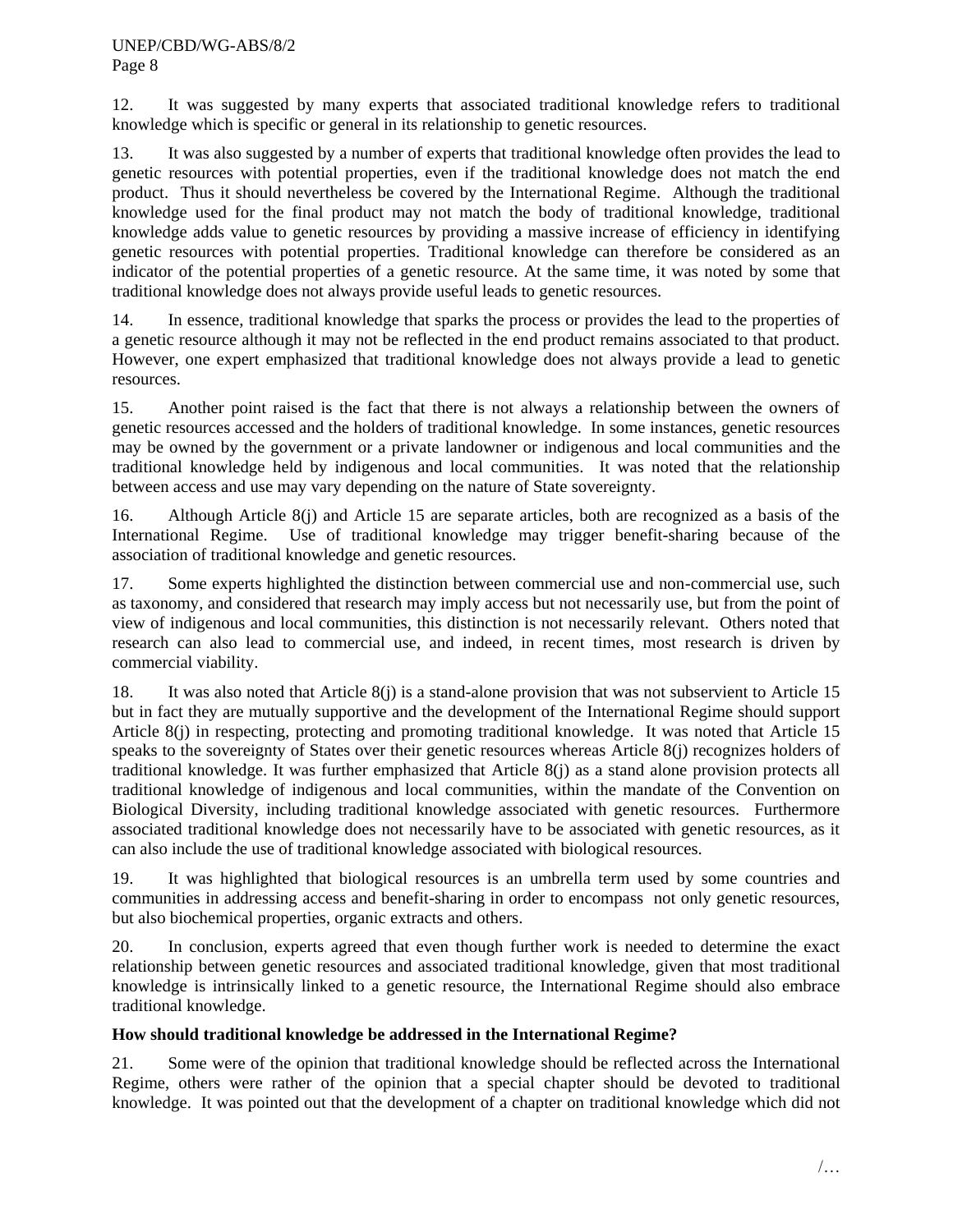12. It was suggested by many experts that associated traditional knowledge refers to traditional knowledge which is specific or general in its relationship to genetic resources.

13. It was also suggested by a number of experts that traditional knowledge often provides the lead to genetic resources with potential properties, even if the traditional knowledge does not match the end product. Thus it should nevertheless be covered by the International Regime. Although the traditional knowledge used for the final product may not match the body of traditional knowledge, traditional knowledge adds value to genetic resources by providing a massive increase of efficiency in identifying genetic resources with potential properties. Traditional knowledge can therefore be considered as an indicator of the potential properties of a genetic resource. At the same time, it was noted by some that traditional knowledge does not always provide useful leads to genetic resources.

14. In essence, traditional knowledge that sparks the process or provides the lead to the properties of a genetic resource although it may not be reflected in the end product remains associated to that product. However, one expert emphasized that traditional knowledge does not always provide a lead to genetic resources.

15. Another point raised is the fact that there is not always a relationship between the owners of genetic resources accessed and the holders of traditional knowledge. In some instances, genetic resources may be owned by the government or a private landowner or indigenous and local communities and the traditional knowledge held by indigenous and local communities. It was noted that the relationship between access and use may vary depending on the nature of State sovereignty.

16. Although Article 8(j) and Article 15 are separate articles, both are recognized as a basis of the International Regime. Use of traditional knowledge may trigger benefit-sharing because of the association of traditional knowledge and genetic resources.

17. Some experts highlighted the distinction between commercial use and non-commercial use, such as taxonomy, and considered that research may imply access but not necessarily use, but from the point of view of indigenous and local communities, this distinction is not necessarily relevant. Others noted that research can also lead to commercial use, and indeed, in recent times, most research is driven by commercial viability.

18. It was also noted that Article 8(j) is a stand-alone provision that was not subservient to Article 15 but in fact they are mutually supportive and the development of the International Regime should support Article 8(j) in respecting, protecting and promoting traditional knowledge. It was noted that Article 15 speaks to the sovereignty of States over their genetic resources whereas Article 8(j) recognizes holders of traditional knowledge. It was further emphasized that Article 8(j) as a stand alone provision protects all traditional knowledge of indigenous and local communities, within the mandate of the Convention on Biological Diversity, including traditional knowledge associated with genetic resources. Furthermore associated traditional knowledge does not necessarily have to be associated with genetic resources, as it can also include the use of traditional knowledge associated with biological resources.

19. It was highlighted that biological resources is an umbrella term used by some countries and communities in addressing access and benefit-sharing in order to encompass not only genetic resources, but also biochemical properties, organic extracts and others.

20. In conclusion, experts agreed that even though further work is needed to determine the exact relationship between genetic resources and associated traditional knowledge, given that most traditional knowledge is intrinsically linked to a genetic resource, the International Regime should also embrace traditional knowledge.

**How should traditional knowledge be addressed in the International Regime?**

21. Some were of the opinion that traditional knowledge should be reflected across the International Regime, others were rather of the opinion that a special chapter should be devoted to traditional knowledge. It was pointed out that the development of a chapter on traditional knowledge which did not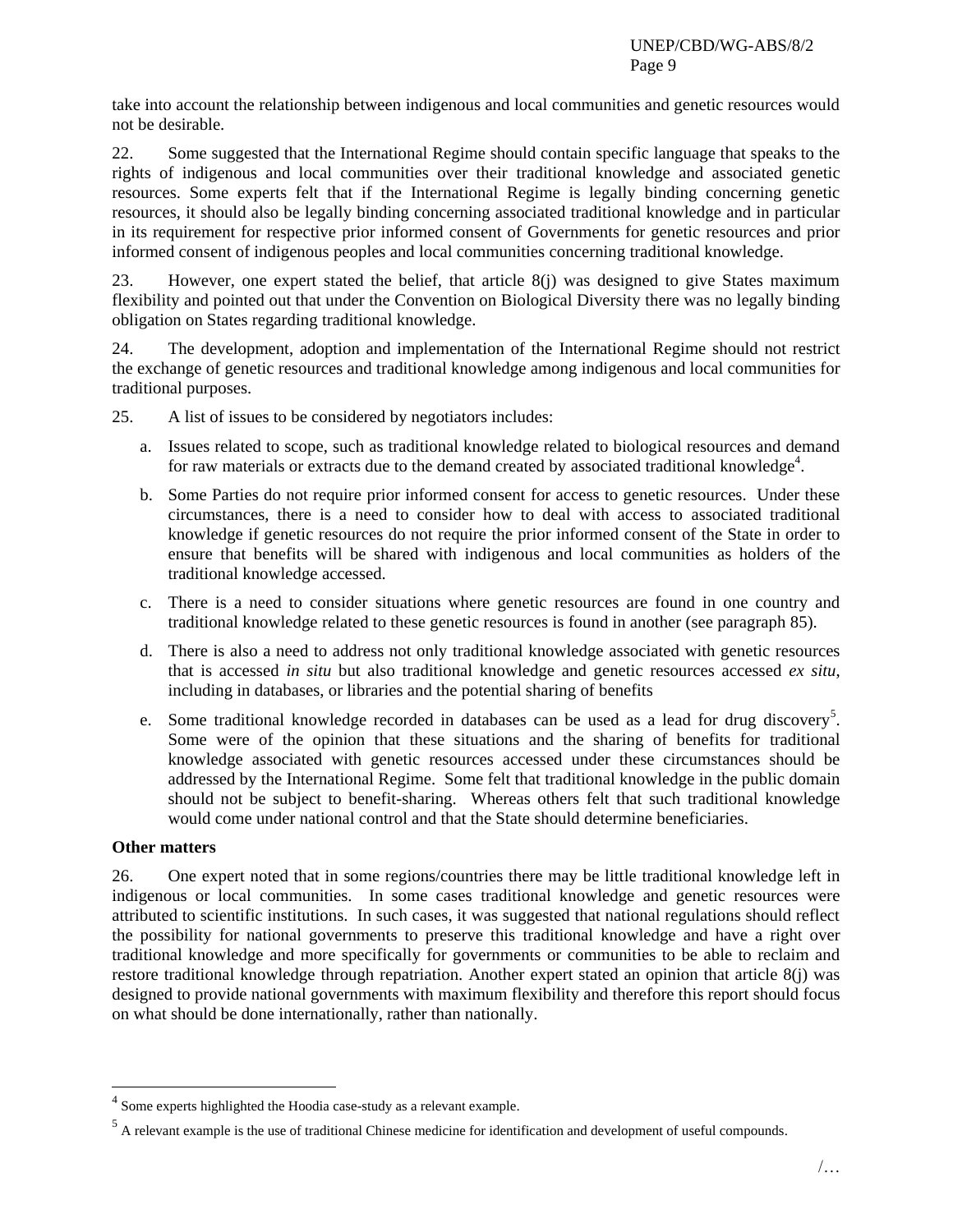take into account the relationship between indigenous and local communities and genetic resources would not be desirable.

22. Some suggested that the International Regime should contain specific language that speaks to the rights of indigenous and local communities over their traditional knowledge and associated genetic resources. Some experts felt that if the International Regime is legally binding concerning genetic resources, it should also be legally binding concerning associated traditional knowledge and in particular in its requirement for respective prior informed consent of Governments for genetic resources and prior informed consent of indigenous peoples and local communities concerning traditional knowledge.

23. However, one expert stated the belief, that article 8(j) was designed to give States maximum flexibility and pointed out that under the Convention on Biological Diversity there was no legally binding obligation on States regarding traditional knowledge.

24. The development, adoption and implementation of the International Regime should not restrict the exchange of genetic resources and traditional knowledge among indigenous and local communities for traditional purposes.

25. A list of issues to be considered by negotiators includes:

a. Issues related to scope, such as traditional knowledge related to biological resources and demand for raw materials or extracts due to the demand created by associated traditional knowledge[4].

b. Some Parties do not require prior informed consent for access to genetic resources. Under these circumstances, there is a need to consider how to deal with access to associated traditional knowledge if genetic resources do not require the prior informed consent of the State in order to ensure that benefits will be shared with indigenous and local communities as holders of the traditional knowledge accessed.

c. There is a need to consider situations where genetic resources are found in one country and traditional knowledge related to these genetic resources is found in another (see paragraph 85).

d. There is also a need to address not only traditional knowledge associated with genetic resources that is accessed *in situ* but also traditional knowledge and genetic resources accessed *ex situ*, including in databases, or libraries and the potential sharing of benefits

e. Some traditional knowledge recorded in databases can be used as a lead for drug discovery[5]. Some were of the opinion that these situations and the sharing of benefits for traditional knowledge associated with genetic resources accessed under these circumstances should be addressed by the International Regime. Some felt that traditional knowledge in the public domain should not be subject to benefit-sharing. Whereas others felt that such traditional knowledge would come under national control and that the State should determine beneficiaries.

**Other matters**

26. One expert noted that in some regions/countries there may be little traditional knowledge left in indigenous or local communities. In some cases traditional knowledge and genetic resources were attributed to scientific institutions. In such cases, it was suggested that national regulations should reflect the possibility for national governments to preserve this traditional knowledge and have a right over traditional knowledge and more specifically for governments or communities to be able to reclaim and restore traditional knowledge through repatriation. Another expert stated an opinion that article 8(j) was designed to provide national governments with maximum flexibility and therefore this report should focus on what should be done internationally, rather than nationally.

[4] Some experts highlighted the Hoodia case-study as a relevant example.

[5] A relevant example is the use of traditional Chinese medicine for identification and development of useful compounds.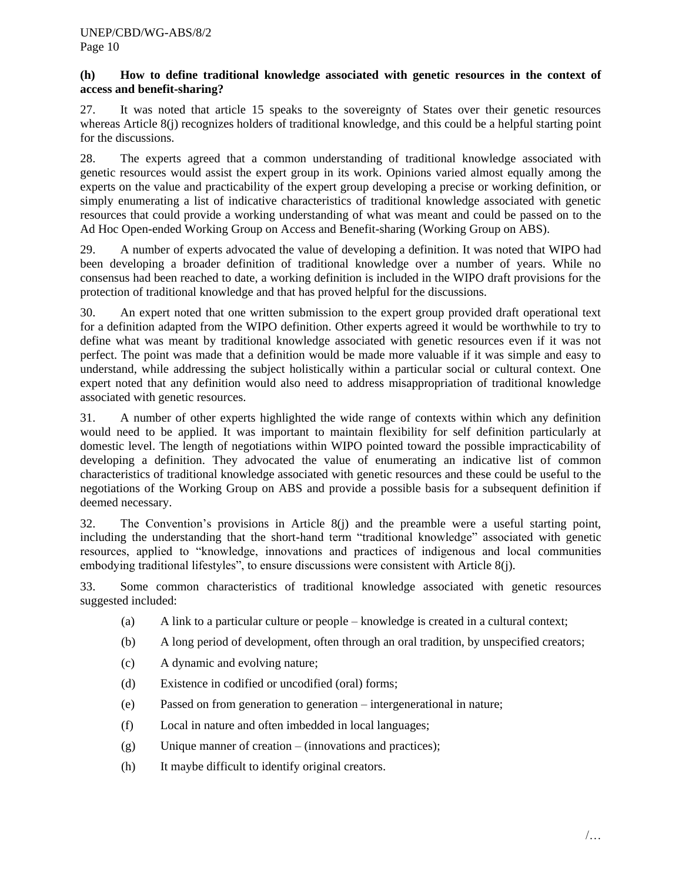**(h) How to define traditional knowledge associated with genetic resources in the context of access and benefit-sharing?**

27. It was noted that article 15 speaks to the sovereignty of States over their genetic resources whereas Article 8(j) recognizes holders of traditional knowledge, and this could be a helpful starting point for the discussions.

28. The experts agreed that a common understanding of traditional knowledge associated with genetic resources would assist the expert group in its work. Opinions varied almost equally among the experts on the value and practicability of the expert group developing a precise or working definition, or simply enumerating a list of indicative characteristics of traditional knowledge associated with genetic resources that could provide a working understanding of what was meant and could be passed on to the Ad Hoc Open-ended Working Group on Access and Benefit-sharing (Working Group on ABS).

29. A number of experts advocated the value of developing a definition. It was noted that WIPO had been developing a broader definition of traditional knowledge over a number of years. While no consensus had been reached to date, a working definition is included in the WIPO draft provisions for the protection of traditional knowledge and that has proved helpful for the discussions.

30. An expert noted that one written submission to the expert group provided draft operational text for a definition adapted from the WIPO definition. Other experts agreed it would be worthwhile to try to define what was meant by traditional knowledge associated with genetic resources even if it was not perfect. The point was made that a definition would be made more valuable if it was simple and easy to understand, while addressing the subject holistically within a particular social or cultural context. One expert noted that any definition would also need to address misappropriation of traditional knowledge associated with genetic resources.

31. A number of other experts highlighted the wide range of contexts within which any definition would need to be applied. It was important to maintain flexibility for self definition particularly at domestic level. The length of negotiations within WIPO pointed toward the possible impracticability of developing a definition. They advocated the value of enumerating an indicative list of common characteristics of traditional knowledge associated with genetic resources and these could be useful to the negotiations of the Working Group on ABS and provide a possible basis for a subsequent definition if deemed necessary.

32. The Convention's provisions in Article 8(j) and the preamble were a useful starting point, including the understanding that the short-hand term "traditional knowledge" associated with genetic resources, applied to "knowledge, innovations and practices of indigenous and local communities embodying traditional lifestyles", to ensure discussions were consistent with Article 8(j).

33. Some common characteristics of traditional knowledge associated with genetic resources suggested included:

(a) A link to a particular culture or people – knowledge is created in a cultural context;

(b) A long period of development, often through an oral tradition, by unspecified creators;

(c) A dynamic and evolving nature;

(d) Existence in codified or uncodified (oral) forms;

(e) Passed on from generation to generation – intergenerational in nature;

(f) Local in nature and often imbedded in local languages;

(g) Unique manner of creation – (innovations and practices);

(h) It maybe difficult to identify original creators.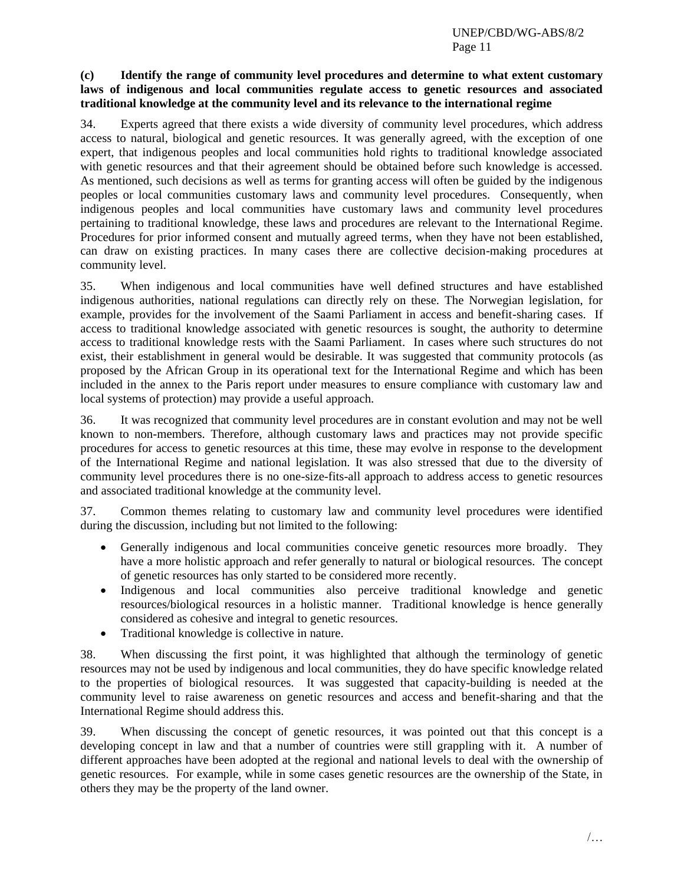**(c) Identify the range of community level procedures and determine to what extent customary laws of indigenous and local communities regulate access to genetic resources and associated traditional knowledge at the community level and its relevance to the international regime**

34. Experts agreed that there exists a wide diversity of community level procedures, which address access to natural, biological and genetic resources. It was generally agreed, with the exception of one expert, that indigenous peoples and local communities hold rights to traditional knowledge associated with genetic resources and that their agreement should be obtained before such knowledge is accessed. As mentioned, such decisions as well as terms for granting access will often be guided by the indigenous peoples or local communities customary laws and community level procedures. Consequently, when indigenous peoples and local communities have customary laws and community level procedures pertaining to traditional knowledge, these laws and procedures are relevant to the International Regime. Procedures for prior informed consent and mutually agreed terms, when they have not been established, can draw on existing practices. In many cases there are collective decision-making procedures at community level.

35. When indigenous and local communities have well defined structures and have established indigenous authorities, national regulations can directly rely on these. The Norwegian legislation, for example, provides for the involvement of the Saami Parliament in access and benefit-sharing cases. If access to traditional knowledge associated with genetic resources is sought, the authority to determine access to traditional knowledge rests with the Saami Parliament. In cases where such structures do not exist, their establishment in general would be desirable. It was suggested that community protocols (as proposed by the African Group in its operational text for the International Regime and which has been included in the annex to the Paris report under measures to ensure compliance with customary law and local systems of protection) may provide a useful approach.

36. It was recognized that community level procedures are in constant evolution and may not be well known to non-members. Therefore, although customary laws and practices may not provide specific procedures for access to genetic resources at this time, these may evolve in response to the development of the International Regime and national legislation. It was also stressed that due to the diversity of community level procedures there is no one-size-fits-all approach to address access to genetic resources and associated traditional knowledge at the community level.

37. Common themes relating to customary law and community level procedures were identified during the discussion, including but not limited to the following:

- Generally indigenous and local communities conceive genetic resources more broadly. They have a more holistic approach and refer generally to natural or biological resources. The concept of genetic resources has only started to be considered more recently.
- Indigenous and local communities also perceive traditional knowledge and genetic resources/biological resources in a holistic manner. Traditional knowledge is hence generally considered as cohesive and integral to genetic resources.
- Traditional knowledge is collective in nature.

38. When discussing the first point, it was highlighted that although the terminology of genetic resources may not be used by indigenous and local communities, they do have specific knowledge related to the properties of biological resources. It was suggested that capacity-building is needed at the community level to raise awareness on genetic resources and access and benefit-sharing and that the International Regime should address this.

39. When discussing the concept of genetic resources, it was pointed out that this concept is a developing concept in law and that a number of countries were still grappling with it. A number of different approaches have been adopted at the regional and national levels to deal with the ownership of genetic resources. For example, while in some cases genetic resources are the ownership of the State, in others they may be the property of the land owner.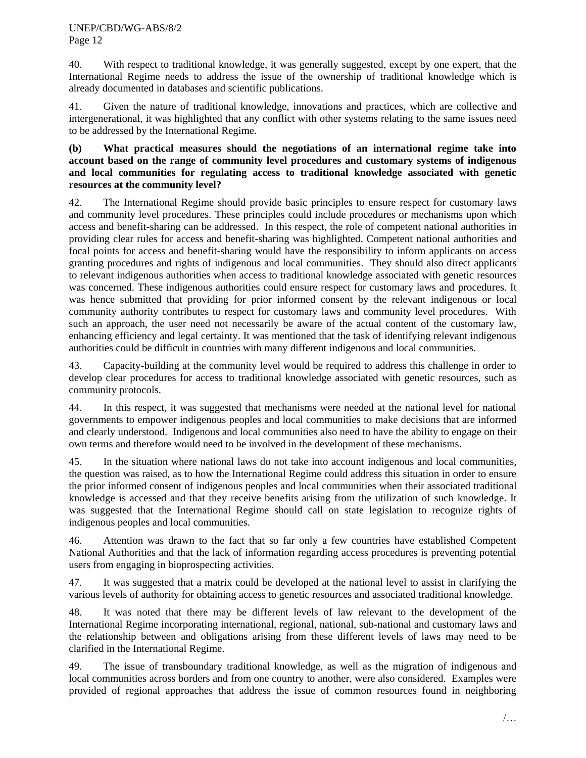40. With respect to traditional knowledge, it was generally suggested, except by one expert, that the International Regime needs to address the issue of the ownership of traditional knowledge which is already documented in databases and scientific publications.

41. Given the nature of traditional knowledge, innovations and practices, which are collective and intergenerational, it was highlighted that any conflict with other systems relating to the same issues need to be addressed by the International Regime.

**(b) What practical measures should the negotiations of an international regime take into account based on the range of community level procedures and customary systems of indigenous and local communities for regulating access to traditional knowledge associated with genetic resources at the community level?**

42. The International Regime should provide basic principles to ensure respect for customary laws and community level procedures. These principles could include procedures or mechanisms upon which access and benefit-sharing can be addressed. In this respect, the role of competent national authorities in providing clear rules for access and benefit-sharing was highlighted. Competent national authorities and focal points for access and benefit-sharing would have the responsibility to inform applicants on access granting procedures and rights of indigenous and local communities. They should also direct applicants to relevant indigenous authorities when access to traditional knowledge associated with genetic resources was concerned. These indigenous authorities could ensure respect for customary laws and procedures. It was hence submitted that providing for prior informed consent by the relevant indigenous or local community authority contributes to respect for customary laws and community level procedures. With such an approach, the user need not necessarily be aware of the actual content of the customary law, enhancing efficiency and legal certainty. It was mentioned that the task of identifying relevant indigenous authorities could be difficult in countries with many different indigenous and local communities.

43. Capacity-building at the community level would be required to address this challenge in order to develop clear procedures for access to traditional knowledge associated with genetic resources, such as community protocols.

44. In this respect, it was suggested that mechanisms were needed at the national level for national governments to empower indigenous peoples and local communities to make decisions that are informed and clearly understood. Indigenous and local communities also need to have the ability to engage on their own terms and therefore would need to be involved in the development of these mechanisms.

45. In the situation where national laws do not take into account indigenous and local communities, the question was raised, as to how the International Regime could address this situation in order to ensure the prior informed consent of indigenous peoples and local communities when their associated traditional knowledge is accessed and that they receive benefits arising from the utilization of such knowledge. It was suggested that the International Regime should call on state legislation to recognize rights of indigenous peoples and local communities.

46. Attention was drawn to the fact that so far only a few countries have established Competent National Authorities and that the lack of information regarding access procedures is preventing potential users from engaging in bioprospecting activities.

47. It was suggested that a matrix could be developed at the national level to assist in clarifying the various levels of authority for obtaining access to genetic resources and associated traditional knowledge.

48. It was noted that there may be different levels of law relevant to the development of the International Regime incorporating international, regional, national, sub-national and customary laws and the relationship between and obligations arising from these different levels of laws may need to be clarified in the International Regime.

49. The issue of transboundary traditional knowledge, as well as the migration of indigenous and local communities across borders and from one country to another, were also considered. Examples were provided of regional approaches that address the issue of common resources found in neighboring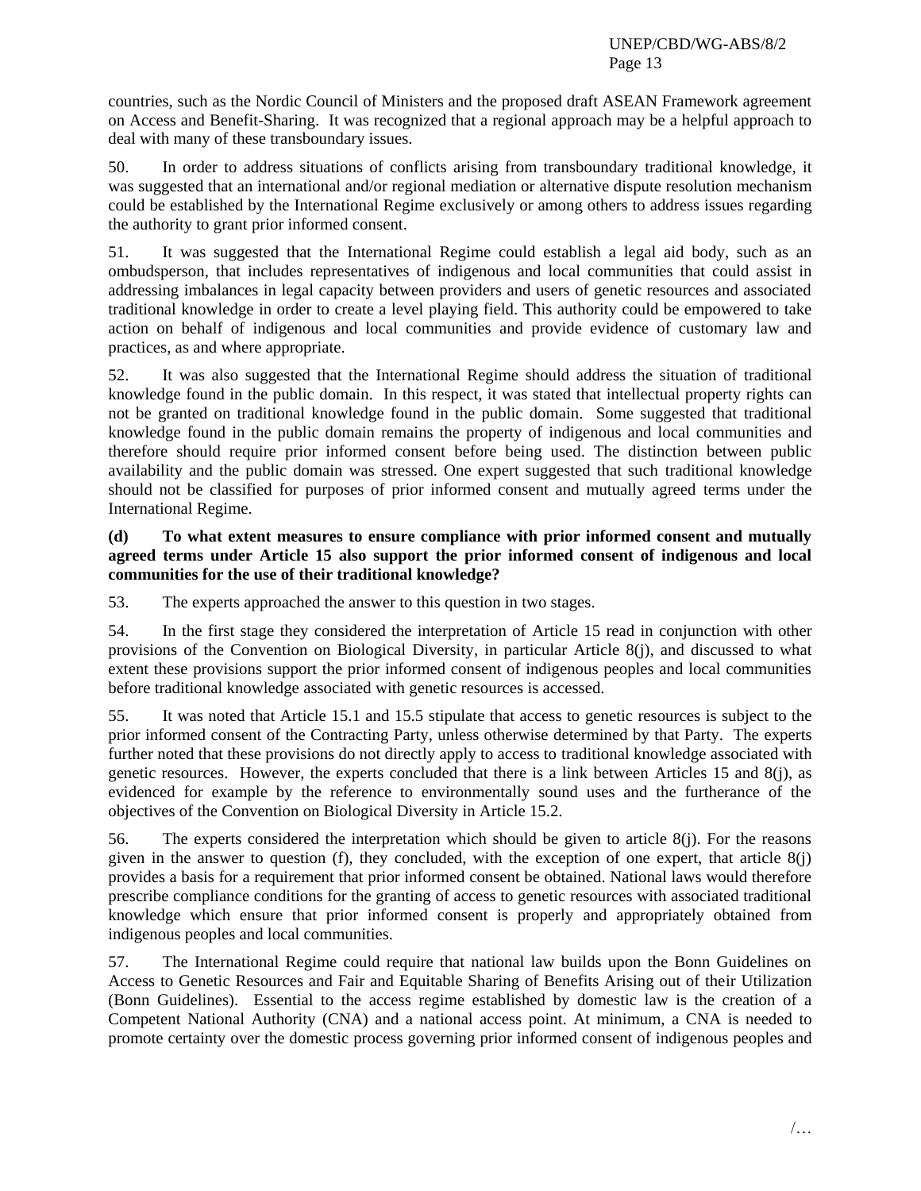countries, such as the Nordic Council of Ministers and the proposed draft ASEAN Framework agreement on Access and Benefit-Sharing. It was recognized that a regional approach may be a helpful approach to deal with many of these transboundary issues.

50. In order to address situations of conflicts arising from transboundary traditional knowledge, it was suggested that an international and/or regional mediation or alternative dispute resolution mechanism could be established by the International Regime exclusively or among others to address issues regarding the authority to grant prior informed consent.

51. It was suggested that the International Regime could establish a legal aid body, such as an ombudsperson, that includes representatives of indigenous and local communities that could assist in addressing imbalances in legal capacity between providers and users of genetic resources and associated traditional knowledge in order to create a level playing field. This authority could be empowered to take action on behalf of indigenous and local communities and provide evidence of customary law and practices, as and where appropriate.

52. It was also suggested that the International Regime should address the situation of traditional knowledge found in the public domain. In this respect, it was stated that intellectual property rights can not be granted on traditional knowledge found in the public domain. Some suggested that traditional knowledge found in the public domain remains the property of indigenous and local communities and therefore should require prior informed consent before being used. The distinction between public availability and the public domain was stressed. One expert suggested that such traditional knowledge should not be classified for purposes of prior informed consent and mutually agreed terms under the International Regime.

**(d) To what extent measures to ensure compliance with prior informed consent and mutually agreed terms under Article 15 also support the prior informed consent of indigenous and local communities for the use of their traditional knowledge?**

53. The experts approached the answer to this question in two stages.

54. In the first stage they considered the interpretation of Article 15 read in conjunction with other provisions of the Convention on Biological Diversity, in particular Article 8(j), and discussed to what extent these provisions support the prior informed consent of indigenous peoples and local communities before traditional knowledge associated with genetic resources is accessed.

55. It was noted that Article 15.1 and 15.5 stipulate that access to genetic resources is subject to the prior informed consent of the Contracting Party, unless otherwise determined by that Party. The experts further noted that these provisions do not directly apply to access to traditional knowledge associated with genetic resources. However, the experts concluded that there is a link between Articles 15 and 8(j), as evidenced for example by the reference to environmentally sound uses and the furtherance of the objectives of the Convention on Biological Diversity in Article 15.2.

56. The experts considered the interpretation which should be given to article 8(j). For the reasons given in the answer to question (f), they concluded, with the exception of one expert, that article 8(j) provides a basis for a requirement that prior informed consent be obtained. National laws would therefore prescribe compliance conditions for the granting of access to genetic resources with associated traditional knowledge which ensure that prior informed consent is properly and appropriately obtained from indigenous peoples and local communities.

57. The International Regime could require that national law builds upon the Bonn Guidelines on Access to Genetic Resources and Fair and Equitable Sharing of Benefits Arising out of their Utilization (Bonn Guidelines). Essential to the access regime established by domestic law is the creation of a Competent National Authority (CNA) and a national access point. At minimum, a CNA is needed to promote certainty over the domestic process governing prior informed consent of indigenous peoples and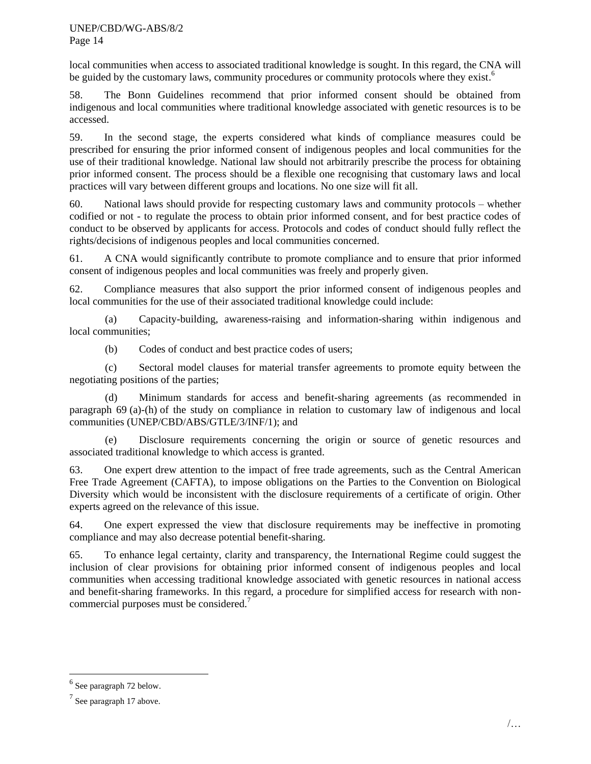local communities when access to associated traditional knowledge is sought. In this regard, the CNA will be guided by the customary laws, community procedures or community protocols where they exist.[6]

58. The Bonn Guidelines recommend that prior informed consent should be obtained from indigenous and local communities where traditional knowledge associated with genetic resources is to be accessed.

59. In the second stage, the experts considered what kinds of compliance measures could be prescribed for ensuring the prior informed consent of indigenous peoples and local communities for the use of their traditional knowledge. National law should not arbitrarily prescribe the process for obtaining prior informed consent. The process should be a flexible one recognising that customary laws and local practices will vary between different groups and locations. No one size will fit all.

60. National laws should provide for respecting customary laws and community protocols – whether codified or not - to regulate the process to obtain prior informed consent, and for best practice codes of conduct to be observed by applicants for access. Protocols and codes of conduct should fully reflect the rights/decisions of indigenous peoples and local communities concerned.

61. A CNA would significantly contribute to promote compliance and to ensure that prior informed consent of indigenous peoples and local communities was freely and properly given.

62. Compliance measures that also support the prior informed consent of indigenous peoples and local communities for the use of their associated traditional knowledge could include:

(a) Capacity-building, awareness-raising and information-sharing within indigenous and local communities;

(b) Codes of conduct and best practice codes of users;

(c) Sectoral model clauses for material transfer agreements to promote equity between the negotiating positions of the parties;

(d) Minimum standards for access and benefit-sharing agreements (as recommended in paragraph 69 (a)-(h) of the study on compliance in relation to customary law of indigenous and local communities (UNEP/CBD/ABS/GTLE/3/INF/1); and

(e) Disclosure requirements concerning the origin or source of genetic resources and associated traditional knowledge to which access is granted.

63. One expert drew attention to the impact of free trade agreements, such as the Central American Free Trade Agreement (CAFTA), to impose obligations on the Parties to the Convention on Biological Diversity which would be inconsistent with the disclosure requirements of a certificate of origin. Other experts agreed on the relevance of this issue.

64. One expert expressed the view that disclosure requirements may be ineffective in promoting compliance and may also decrease potential benefit-sharing.

65. To enhance legal certainty, clarity and transparency, the International Regime could suggest the inclusion of clear provisions for obtaining prior informed consent of indigenous peoples and local communities when accessing traditional knowledge associated with genetic resources in national access and benefit-sharing frameworks. In this regard, a procedure for simplified access for research with non-commercial purposes must be considered.[7]

---

[6] See paragraph 72 below.

[7] See paragraph 17 above.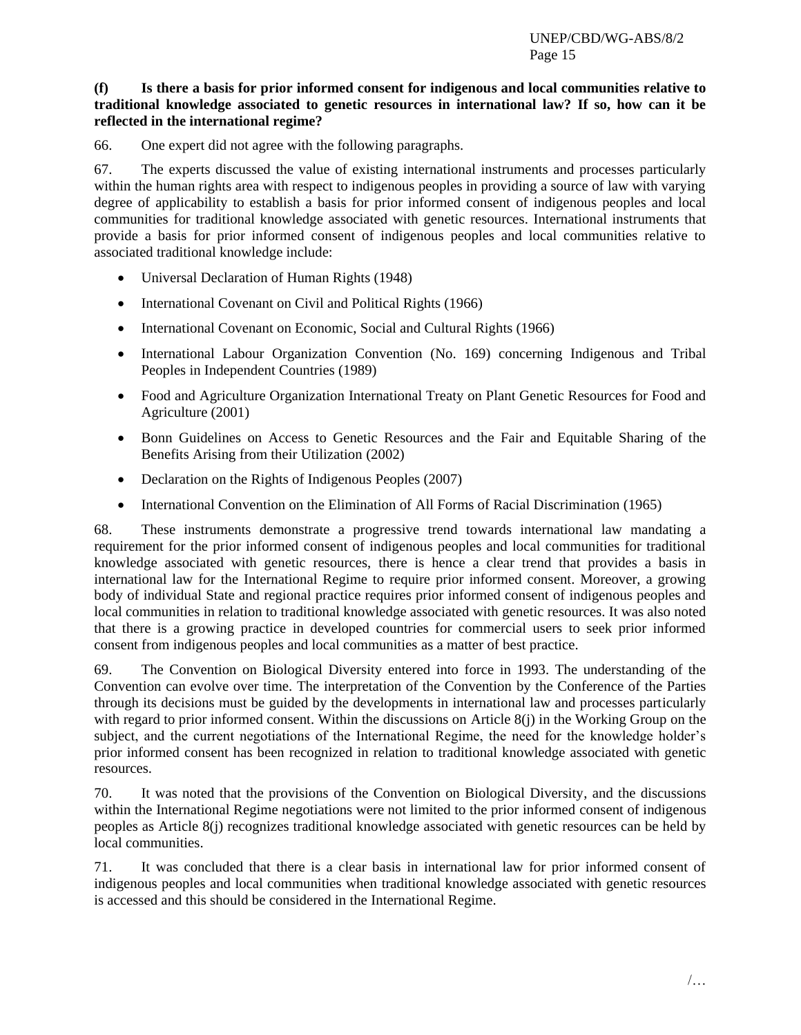**(f) Is there a basis for prior informed consent for indigenous and local communities relative to traditional knowledge associated to genetic resources in international law? If so, how can it be reflected in the international regime?**

66. One expert did not agree with the following paragraphs.

67. The experts discussed the value of existing international instruments and processes particularly within the human rights area with respect to indigenous peoples in providing a source of law with varying degree of applicability to establish a basis for prior informed consent of indigenous peoples and local communities for traditional knowledge associated with genetic resources. International instruments that provide a basis for prior informed consent of indigenous peoples and local communities relative to associated traditional knowledge include:

- Universal Declaration of Human Rights (1948)
- International Covenant on Civil and Political Rights (1966)
- International Covenant on Economic, Social and Cultural Rights (1966)
- International Labour Organization Convention (No. 169) concerning Indigenous and Tribal Peoples in Independent Countries (1989)
- Food and Agriculture Organization International Treaty on Plant Genetic Resources for Food and Agriculture (2001)
- Bonn Guidelines on Access to Genetic Resources and the Fair and Equitable Sharing of the Benefits Arising from their Utilization (2002)
- Declaration on the Rights of Indigenous Peoples (2007)
- International Convention on the Elimination of All Forms of Racial Discrimination (1965)

68. These instruments demonstrate a progressive trend towards international law mandating a requirement for the prior informed consent of indigenous peoples and local communities for traditional knowledge associated with genetic resources, there is hence a clear trend that provides a basis in international law for the International Regime to require prior informed consent. Moreover, a growing body of individual State and regional practice requires prior informed consent of indigenous peoples and local communities in relation to traditional knowledge associated with genetic resources. It was also noted that there is a growing practice in developed countries for commercial users to seek prior informed consent from indigenous peoples and local communities as a matter of best practice.

69. The Convention on Biological Diversity entered into force in 1993. The understanding of the Convention can evolve over time. The interpretation of the Convention by the Conference of the Parties through its decisions must be guided by the developments in international law and processes particularly with regard to prior informed consent. Within the discussions on Article 8(j) in the Working Group on the subject, and the current negotiations of the International Regime, the need for the knowledge holder's prior informed consent has been recognized in relation to traditional knowledge associated with genetic resources.

70. It was noted that the provisions of the Convention on Biological Diversity, and the discussions within the International Regime negotiations were not limited to the prior informed consent of indigenous peoples as Article 8(j) recognizes traditional knowledge associated with genetic resources can be held by local communities.

71. It was concluded that there is a clear basis in international law for prior informed consent of indigenous peoples and local communities when traditional knowledge associated with genetic resources is accessed and this should be considered in the International Regime.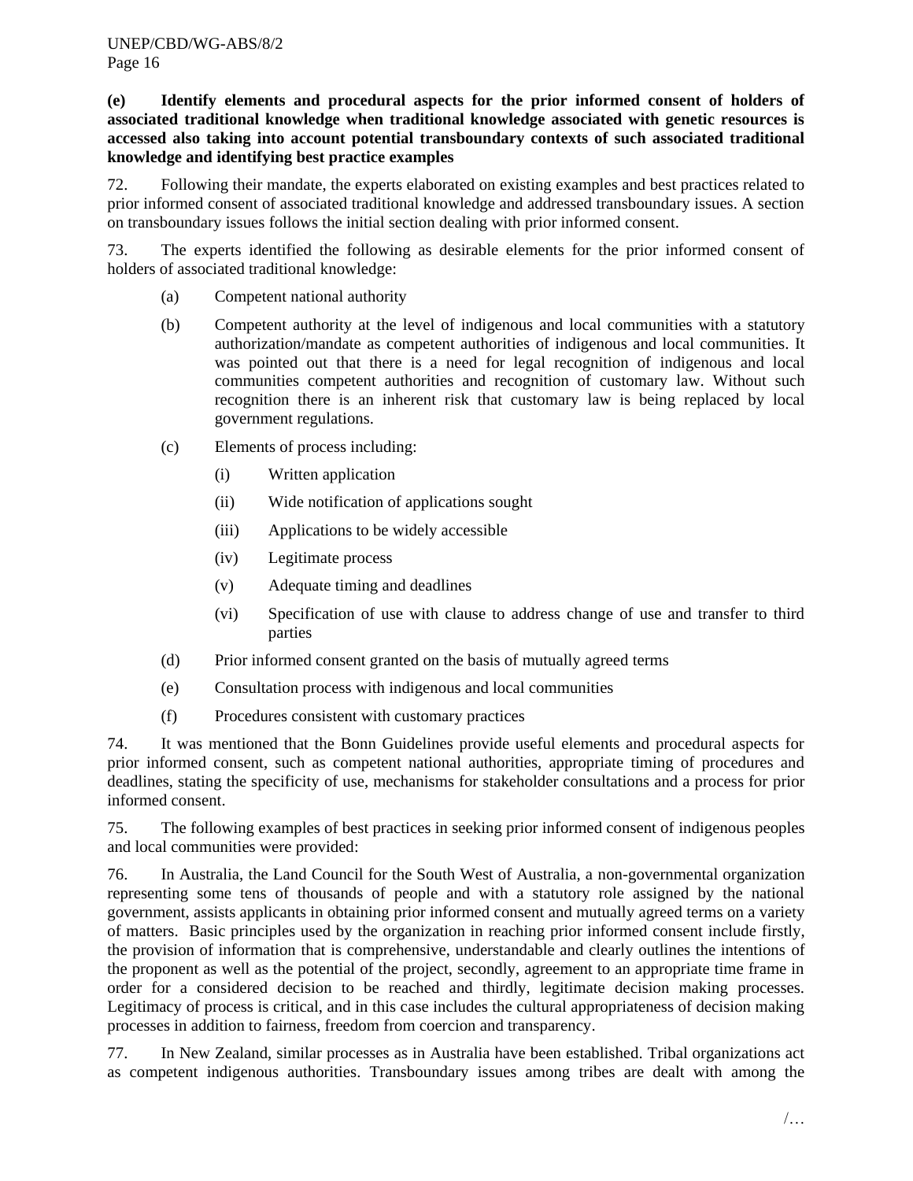**(e) Identify elements and procedural aspects for the prior informed consent of holders of associated traditional knowledge when traditional knowledge associated with genetic resources is accessed also taking into account potential transboundary contexts of such associated traditional knowledge and identifying best practice examples**

72. Following their mandate, the experts elaborated on existing examples and best practices related to prior informed consent of associated traditional knowledge and addressed transboundary issues. A section on transboundary issues follows the initial section dealing with prior informed consent.

73. The experts identified the following as desirable elements for the prior informed consent of holders of associated traditional knowledge:

(a) Competent national authority

(b) Competent authority at the level of indigenous and local communities with a statutory authorization/mandate as competent authorities of indigenous and local communities. It was pointed out that there is a need for legal recognition of indigenous and local communities competent authorities and recognition of customary law. Without such recognition there is an inherent risk that customary law is being replaced by local government regulations.

(c) Elements of process including:

(i) Written application

(ii) Wide notification of applications sought

(iii) Applications to be widely accessible

(iv) Legitimate process

(v) Adequate timing and deadlines

(vi) Specification of use with clause to address change of use and transfer to third parties

(d) Prior informed consent granted on the basis of mutually agreed terms

(e) Consultation process with indigenous and local communities

(f) Procedures consistent with customary practices

74. It was mentioned that the Bonn Guidelines provide useful elements and procedural aspects for prior informed consent, such as competent national authorities, appropriate timing of procedures and deadlines, stating the specificity of use, mechanisms for stakeholder consultations and a process for prior informed consent.

75. The following examples of best practices in seeking prior informed consent of indigenous peoples and local communities were provided:

76. In Australia, the Land Council for the South West of Australia, a non-governmental organization representing some tens of thousands of people and with a statutory role assigned by the national government, assists applicants in obtaining prior informed consent and mutually agreed terms on a variety of matters. Basic principles used by the organization in reaching prior informed consent include firstly, the provision of information that is comprehensive, understandable and clearly outlines the intentions of the proponent as well as the potential of the project, secondly, agreement to an appropriate time frame in order for a considered decision to be reached and thirdly, legitimate decision making processes. Legitimacy of process is critical, and in this case includes the cultural appropriateness of decision making processes in addition to fairness, freedom from coercion and transparency.

77. In New Zealand, similar processes as in Australia have been established. Tribal organizations act as competent indigenous authorities. Transboundary issues among tribes are dealt with among the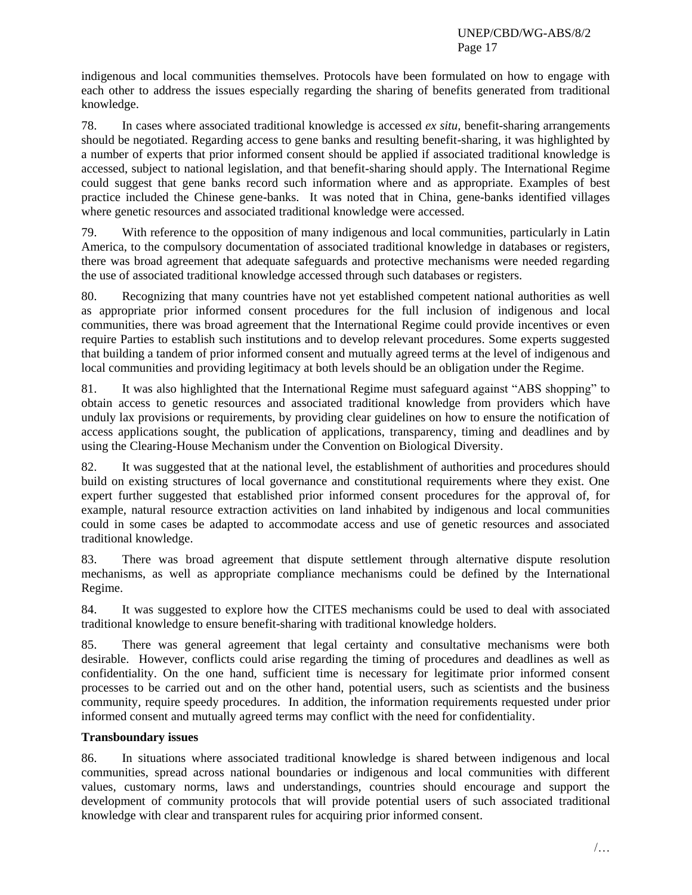indigenous and local communities themselves. Protocols have been formulated on how to engage with each other to address the issues especially regarding the sharing of benefits generated from traditional knowledge.

78. In cases where associated traditional knowledge is accessed *ex situ*, benefit-sharing arrangements should be negotiated. Regarding access to gene banks and resulting benefit-sharing, it was highlighted by a number of experts that prior informed consent should be applied if associated traditional knowledge is accessed, subject to national legislation, and that benefit-sharing should apply. The International Regime could suggest that gene banks record such information where and as appropriate. Examples of best practice included the Chinese gene-banks. It was noted that in China, gene-banks identified villages where genetic resources and associated traditional knowledge were accessed.

79. With reference to the opposition of many indigenous and local communities, particularly in Latin America, to the compulsory documentation of associated traditional knowledge in databases or registers, there was broad agreement that adequate safeguards and protective mechanisms were needed regarding the use of associated traditional knowledge accessed through such databases or registers.

80. Recognizing that many countries have not yet established competent national authorities as well as appropriate prior informed consent procedures for the full inclusion of indigenous and local communities, there was broad agreement that the International Regime could provide incentives or even require Parties to establish such institutions and to develop relevant procedures. Some experts suggested that building a tandem of prior informed consent and mutually agreed terms at the level of indigenous and local communities and providing legitimacy at both levels should be an obligation under the Regime.

81. It was also highlighted that the International Regime must safeguard against "ABS shopping" to obtain access to genetic resources and associated traditional knowledge from providers which have unduly lax provisions or requirements, by providing clear guidelines on how to ensure the notification of access applications sought, the publication of applications, transparency, timing and deadlines and by using the Clearing-House Mechanism under the Convention on Biological Diversity.

82. It was suggested that at the national level, the establishment of authorities and procedures should build on existing structures of local governance and constitutional requirements where they exist. One expert further suggested that established prior informed consent procedures for the approval of, for example, natural resource extraction activities on land inhabited by indigenous and local communities could in some cases be adapted to accommodate access and use of genetic resources and associated traditional knowledge.

83. There was broad agreement that dispute settlement through alternative dispute resolution mechanisms, as well as appropriate compliance mechanisms could be defined by the International Regime.

84. It was suggested to explore how the CITES mechanisms could be used to deal with associated traditional knowledge to ensure benefit-sharing with traditional knowledge holders.

85. There was general agreement that legal certainty and consultative mechanisms were both desirable. However, conflicts could arise regarding the timing of procedures and deadlines as well as confidentiality. On the one hand, sufficient time is necessary for legitimate prior informed consent processes to be carried out and on the other hand, potential users, such as scientists and the business community, require speedy procedures. In addition, the information requirements requested under prior informed consent and mutually agreed terms may conflict with the need for confidentiality.

**Transboundary issues**

86. In situations where associated traditional knowledge is shared between indigenous and local communities, spread across national boundaries or indigenous and local communities with different values, customary norms, laws and understandings, countries should encourage and support the development of community protocols that will provide potential users of such associated traditional knowledge with clear and transparent rules for acquiring prior informed consent.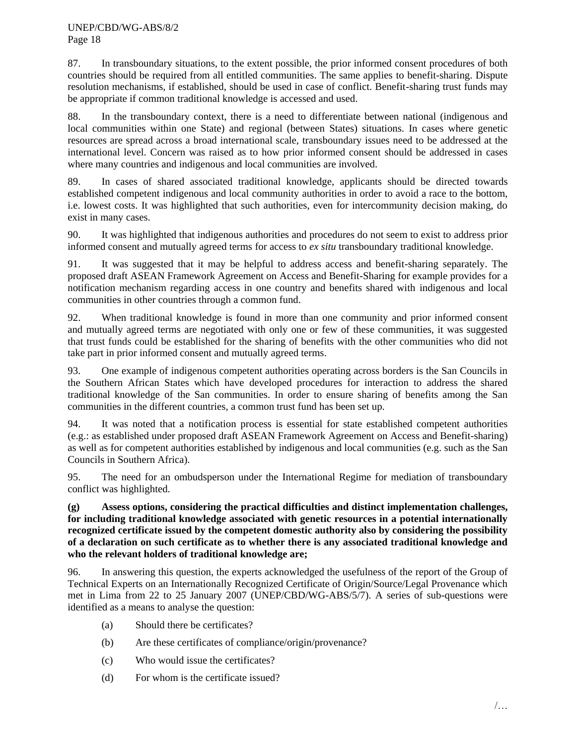87. In transboundary situations, to the extent possible, the prior informed consent procedures of both countries should be required from all entitled communities. The same applies to benefit-sharing. Dispute resolution mechanisms, if established, should be used in case of conflict. Benefit-sharing trust funds may be appropriate if common traditional knowledge is accessed and used.

88. In the transboundary context, there is a need to differentiate between national (indigenous and local communities within one State) and regional (between States) situations. In cases where genetic resources are spread across a broad international scale, transboundary issues need to be addressed at the international level. Concern was raised as to how prior informed consent should be addressed in cases where many countries and indigenous and local communities are involved.

89. In cases of shared associated traditional knowledge, applicants should be directed towards established competent indigenous and local community authorities in order to avoid a race to the bottom, i.e. lowest costs. It was highlighted that such authorities, even for intercommunity decision making, do exist in many cases.

90. It was highlighted that indigenous authorities and procedures do not seem to exist to address prior informed consent and mutually agreed terms for access to *ex situ* transboundary traditional knowledge.

91. It was suggested that it may be helpful to address access and benefit-sharing separately. The proposed draft ASEAN Framework Agreement on Access and Benefit-Sharing for example provides for a notification mechanism regarding access in one country and benefits shared with indigenous and local communities in other countries through a common fund.

92. When traditional knowledge is found in more than one community and prior informed consent and mutually agreed terms are negotiated with only one or few of these communities, it was suggested that trust funds could be established for the sharing of benefits with the other communities who did not take part in prior informed consent and mutually agreed terms.

93. One example of indigenous competent authorities operating across borders is the San Councils in the Southern African States which have developed procedures for interaction to address the shared traditional knowledge of the San communities. In order to ensure sharing of benefits among the San communities in the different countries, a common trust fund has been set up.

94. It was noted that a notification process is essential for state established competent authorities (e.g.: as established under proposed draft ASEAN Framework Agreement on Access and Benefit-sharing) as well as for competent authorities established by indigenous and local communities (e.g. such as the San Councils in Southern Africa).

95. The need for an ombudsperson under the International Regime for mediation of transboundary conflict was highlighted.

**(g) Assess options, considering the practical difficulties and distinct implementation challenges, for including traditional knowledge associated with genetic resources in a potential internationally recognized certificate issued by the competent domestic authority also by considering the possibility of a declaration on such certificate as to whether there is any associated traditional knowledge and who the relevant holders of traditional knowledge are;**

96. In answering this question, the experts acknowledged the usefulness of the report of the Group of Technical Experts on an Internationally Recognized Certificate of Origin/Source/Legal Provenance which met in Lima from 22 to 25 January 2007 (UNEP/CBD/WG-ABS/5/7). A series of sub-questions were identified as a means to analyse the question:

(a) Should there be certificates?

(b) Are these certificates of compliance/origin/provenance?

(c) Who would issue the certificates?

(d) For whom is the certificate issued?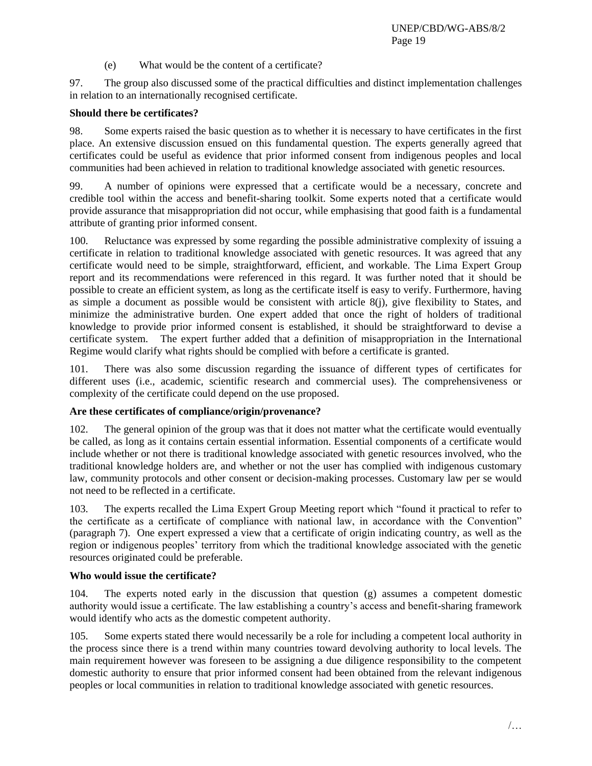(e) What would be the content of a certificate?

97. The group also discussed some of the practical difficulties and distinct implementation challenges in relation to an internationally recognised certificate.

**Should there be certificates?**

98. Some experts raised the basic question as to whether it is necessary to have certificates in the first place. An extensive discussion ensued on this fundamental question. The experts generally agreed that certificates could be useful as evidence that prior informed consent from indigenous peoples and local communities had been achieved in relation to traditional knowledge associated with genetic resources.

99. A number of opinions were expressed that a certificate would be a necessary, concrete and credible tool within the access and benefit-sharing toolkit. Some experts noted that a certificate would provide assurance that misappropriation did not occur, while emphasising that good faith is a fundamental attribute of granting prior informed consent.

100. Reluctance was expressed by some regarding the possible administrative complexity of issuing a certificate in relation to traditional knowledge associated with genetic resources. It was agreed that any certificate would need to be simple, straightforward, efficient, and workable. The Lima Expert Group report and its recommendations were referenced in this regard. It was further noted that it should be possible to create an efficient system, as long as the certificate itself is easy to verify. Furthermore, having as simple a document as possible would be consistent with article 8(j), give flexibility to States, and minimize the administrative burden. One expert added that once the right of holders of traditional knowledge to provide prior informed consent is established, it should be straightforward to devise a certificate system. The expert further added that a definition of misappropriation in the International Regime would clarify what rights should be complied with before a certificate is granted.

101. There was also some discussion regarding the issuance of different types of certificates for different uses (i.e., academic, scientific research and commercial uses). The comprehensiveness or complexity of the certificate could depend on the use proposed.

**Are these certificates of compliance/origin/provenance?**

102. The general opinion of the group was that it does not matter what the certificate would eventually be called, as long as it contains certain essential information. Essential components of a certificate would include whether or not there is traditional knowledge associated with genetic resources involved, who the traditional knowledge holders are, and whether or not the user has complied with indigenous customary law, community protocols and other consent or decision-making processes. Customary law per se would not need to be reflected in a certificate.

103. The experts recalled the Lima Expert Group Meeting report which "found it practical to refer to the certificate as a certificate of compliance with national law, in accordance with the Convention" (paragraph 7). One expert expressed a view that a certificate of origin indicating country, as well as the region or indigenous peoples' territory from which the traditional knowledge associated with the genetic resources originated could be preferable.

**Who would issue the certificate?**

104. The experts noted early in the discussion that question (g) assumes a competent domestic authority would issue a certificate. The law establishing a country's access and benefit-sharing framework would identify who acts as the domestic competent authority.

105. Some experts stated there would necessarily be a role for including a competent local authority in the process since there is a trend within many countries toward devolving authority to local levels. The main requirement however was foreseen to be assigning a due diligence responsibility to the competent domestic authority to ensure that prior informed consent had been obtained from the relevant indigenous peoples or local communities in relation to traditional knowledge associated with genetic resources.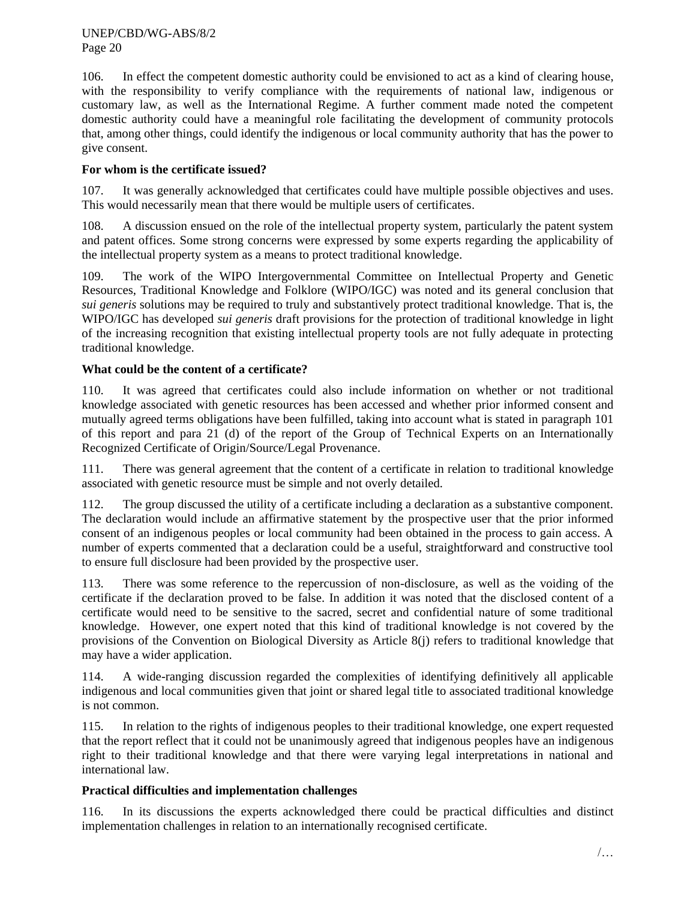106. In effect the competent domestic authority could be envisioned to act as a kind of clearing house, with the responsibility to verify compliance with the requirements of national law, indigenous or customary law, as well as the International Regime. A further comment made noted the competent domestic authority could have a meaningful role facilitating the development of community protocols that, among other things, could identify the indigenous or local community authority that has the power to give consent.

**For whom is the certificate issued?**

107. It was generally acknowledged that certificates could have multiple possible objectives and uses. This would necessarily mean that there would be multiple users of certificates.

108. A discussion ensued on the role of the intellectual property system, particularly the patent system and patent offices. Some strong concerns were expressed by some experts regarding the applicability of the intellectual property system as a means to protect traditional knowledge.

109. The work of the WIPO Intergovernmental Committee on Intellectual Property and Genetic Resources, Traditional Knowledge and Folklore (WIPO/IGC) was noted and its general conclusion that *sui generis* solutions may be required to truly and substantively protect traditional knowledge. That is, the WIPO/IGC has developed *sui generis* draft provisions for the protection of traditional knowledge in light of the increasing recognition that existing intellectual property tools are not fully adequate in protecting traditional knowledge.

**What could be the content of a certificate?**

110. It was agreed that certificates could also include information on whether or not traditional knowledge associated with genetic resources has been accessed and whether prior informed consent and mutually agreed terms obligations have been fulfilled, taking into account what is stated in paragraph 101 of this report and para 21 (d) of the report of the Group of Technical Experts on an Internationally Recognized Certificate of Origin/Source/Legal Provenance.

111. There was general agreement that the content of a certificate in relation to traditional knowledge associated with genetic resource must be simple and not overly detailed.

112. The group discussed the utility of a certificate including a declaration as a substantive component. The declaration would include an affirmative statement by the prospective user that the prior informed consent of an indigenous peoples or local community had been obtained in the process to gain access. A number of experts commented that a declaration could be a useful, straightforward and constructive tool to ensure full disclosure had been provided by the prospective user.

113. There was some reference to the repercussion of non-disclosure, as well as the voiding of the certificate if the declaration proved to be false. In addition it was noted that the disclosed content of a certificate would need to be sensitive to the sacred, secret and confidential nature of some traditional knowledge. However, one expert noted that this kind of traditional knowledge is not covered by the provisions of the Convention on Biological Diversity as Article 8(j) refers to traditional knowledge that may have a wider application.

114. A wide-ranging discussion regarded the complexities of identifying definitively all applicable indigenous and local communities given that joint or shared legal title to associated traditional knowledge is not common.

115. In relation to the rights of indigenous peoples to their traditional knowledge, one expert requested that the report reflect that it could not be unanimously agreed that indigenous peoples have an indigenous right to their traditional knowledge and that there were varying legal interpretations in national and international law.

**Practical difficulties and implementation challenges**

116. In its discussions the experts acknowledged there could be practical difficulties and distinct implementation challenges in relation to an internationally recognised certificate.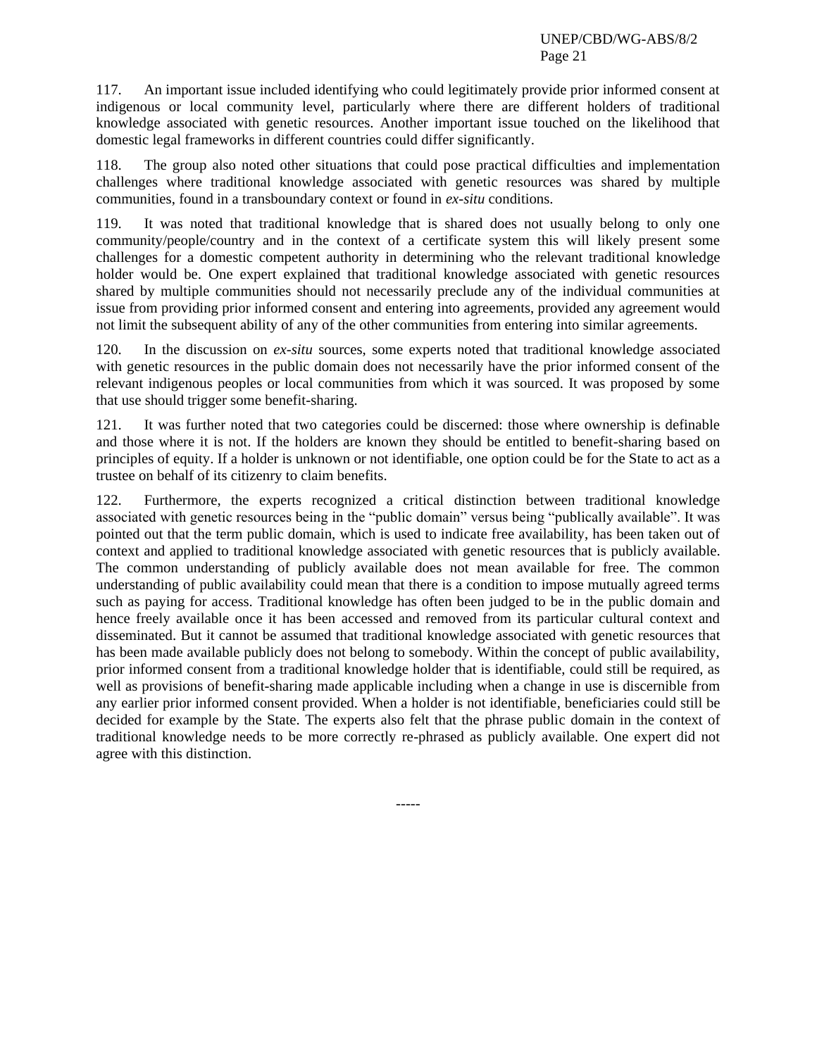117. An important issue included identifying who could legitimately provide prior informed consent at indigenous or local community level, particularly where there are different holders of traditional knowledge associated with genetic resources. Another important issue touched on the likelihood that domestic legal frameworks in different countries could differ significantly.

118. The group also noted other situations that could pose practical difficulties and implementation challenges where traditional knowledge associated with genetic resources was shared by multiple communities, found in a transboundary context or found in *ex-situ* conditions.

119. It was noted that traditional knowledge that is shared does not usually belong to only one community/people/country and in the context of a certificate system this will likely present some challenges for a domestic competent authority in determining who the relevant traditional knowledge holder would be. One expert explained that traditional knowledge associated with genetic resources shared by multiple communities should not necessarily preclude any of the individual communities at issue from providing prior informed consent and entering into agreements, provided any agreement would not limit the subsequent ability of any of the other communities from entering into similar agreements.

120. In the discussion on *ex-situ* sources, some experts noted that traditional knowledge associated with genetic resources in the public domain does not necessarily have the prior informed consent of the relevant indigenous peoples or local communities from which it was sourced. It was proposed by some that use should trigger some benefit-sharing.

121. It was further noted that two categories could be discerned: those where ownership is definable and those where it is not. If the holders are known they should be entitled to benefit-sharing based on principles of equity. If a holder is unknown or not identifiable, one option could be for the State to act as a trustee on behalf of its citizenry to claim benefits.

122. Furthermore, the experts recognized a critical distinction between traditional knowledge associated with genetic resources being in the "public domain" versus being "publically available". It was pointed out that the term public domain, which is used to indicate free availability, has been taken out of context and applied to traditional knowledge associated with genetic resources that is publicly available. The common understanding of publicly available does not mean available for free. The common understanding of public availability could mean that there is a condition to impose mutually agreed terms such as paying for access. Traditional knowledge has often been judged to be in the public domain and hence freely available once it has been accessed and removed from its particular cultural context and disseminated. But it cannot be assumed that traditional knowledge associated with genetic resources that has been made available publicly does not belong to somebody. Within the concept of public availability, prior informed consent from a traditional knowledge holder that is identifiable, could still be required, as well as provisions of benefit-sharing made applicable including when a change in use is discernible from any earlier prior informed consent provided. When a holder is not identifiable, beneficiaries could still be decided for example by the State. The experts also felt that the phrase public domain in the context of traditional knowledge needs to be more correctly re-phrased as publicly available. One expert did not agree with this distinction.

-----